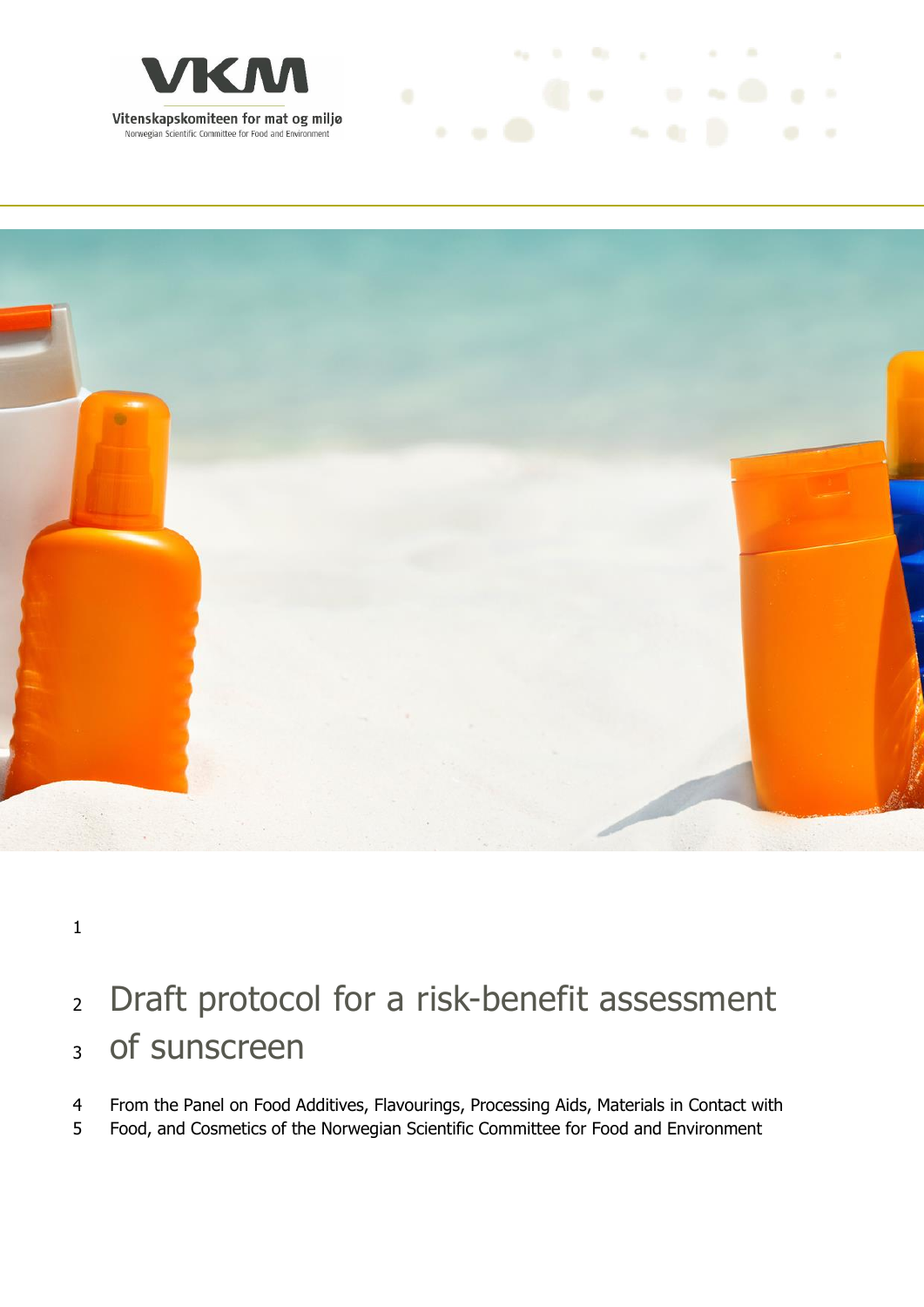Vitenskapskomiteen for mat og miljø

Norwegian Scientific Committee for Food and Environment

# Draft protocol for a risk-benefit assessment of sunscreen

From the Panel on Food Additives, Flavourings, Processing Aids, Materials in Contact with Food, and Cosmetics of the Norwegian Scientific Committee for Food and Environment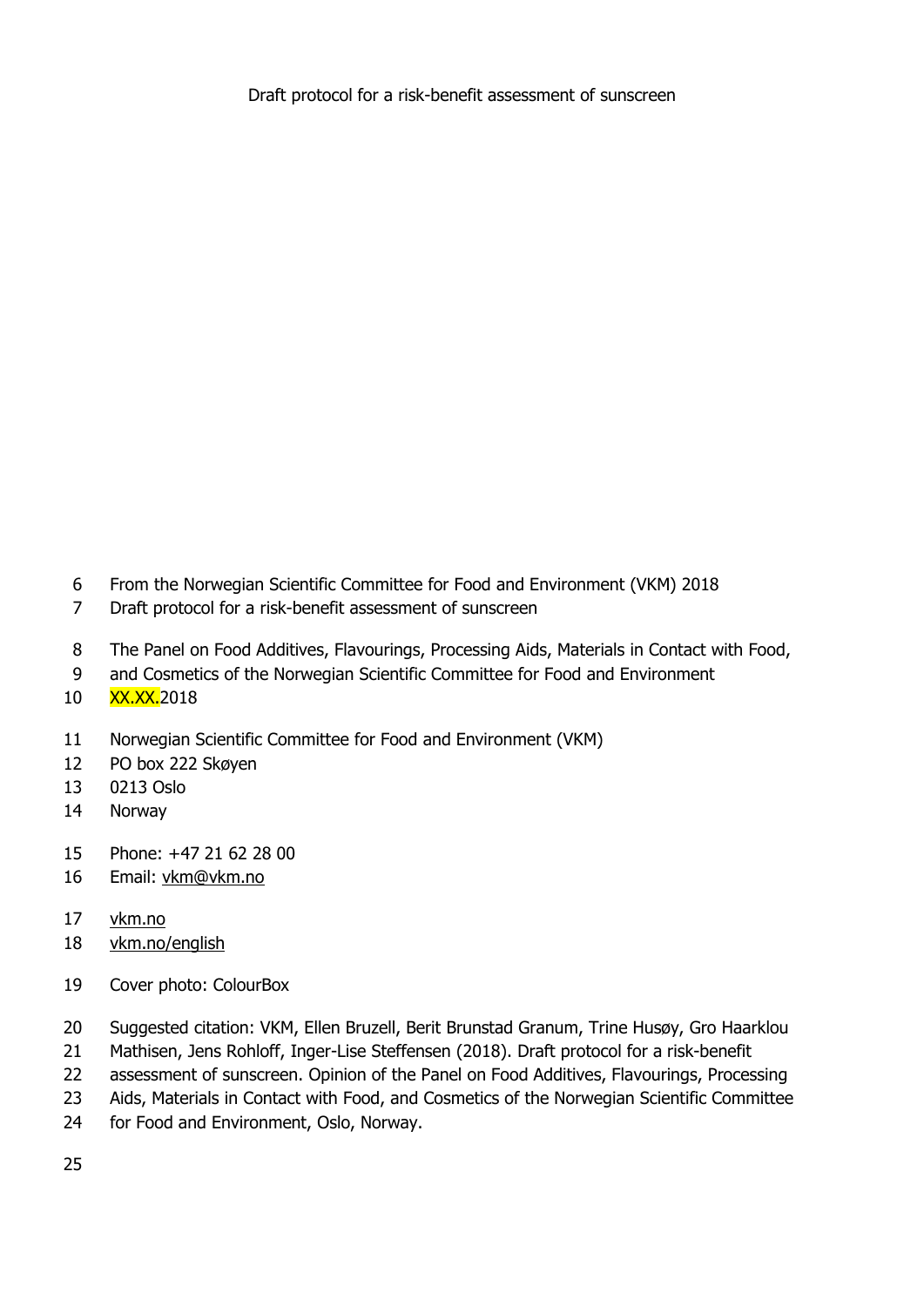Draft protocol for a risk-benefit assessment of sunscreen

From the Norwegian Scientific Committee for Food and Environment (VKM) 2018
Draft protocol for a risk-benefit assessment of sunscreen

The Panel on Food Additives, Flavourings, Processing Aids, Materials in Contact with Food, and Cosmetics of the Norwegian Scientific Committee for Food and Environment
XX.XX.2018

Norwegian Scientific Committee for Food and Environment (VKM)
PO box 222 Skøyen
0213 Oslo
Norway

Phone: +47 21 62 28 00
Email: vkm@vkm.no

vkm.no
vkm.no/english

Cover photo: ColourBox

Suggested citation: VKM, Ellen Bruzell, Berit Brunstad Granum, Trine Husøy, Gro Haarklou Mathisen, Jens Rohloff, Inger-Lise Steffensen (2018). Draft protocol for a risk-benefit assessment of sunscreen. Opinion of the Panel on Food Additives, Flavourings, Processing Aids, Materials in Contact with Food, and Cosmetics of the Norwegian Scientific Committee for Food and Environment, Oslo, Norway.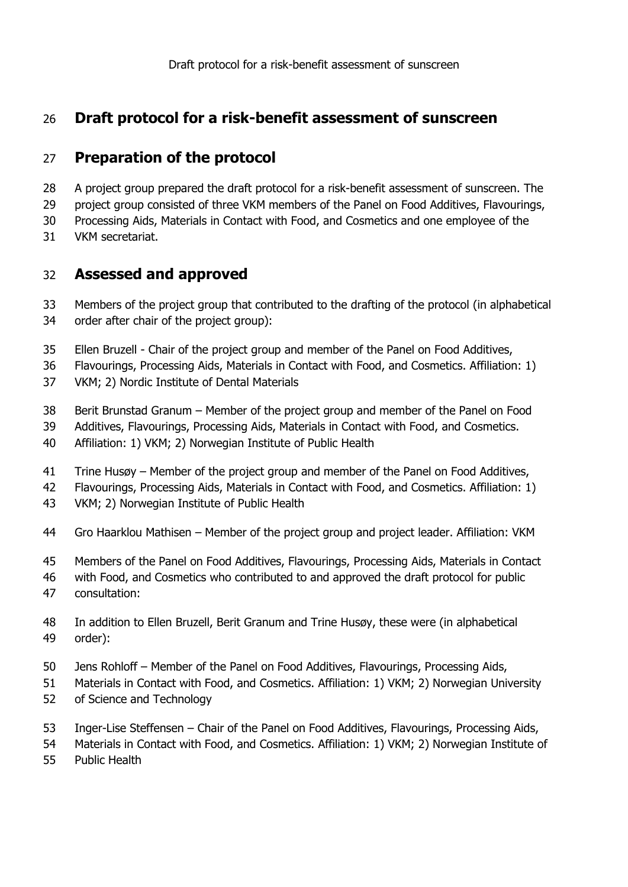# Draft protocol for a risk-benefit assessment of sunscreen

## Preparation of the protocol

A project group prepared the draft protocol for a risk-benefit assessment of sunscreen. The project group consisted of three VKM members of the Panel on Food Additives, Flavourings, Processing Aids, Materials in Contact with Food, and Cosmetics and one employee of the VKM secretariat.

## Assessed and approved

Members of the project group that contributed to the drafting of the protocol (in alphabetical order after chair of the project group):

Ellen Bruzell - Chair of the project group and member of the Panel on Food Additives, Flavourings, Processing Aids, Materials in Contact with Food, and Cosmetics. Affiliation: 1) VKM; 2) Nordic Institute of Dental Materials

Berit Brunstad Granum – Member of the project group and member of the Panel on Food Additives, Flavourings, Processing Aids, Materials in Contact with Food, and Cosmetics. Affiliation: 1) VKM; 2) Norwegian Institute of Public Health

Trine Husøy – Member of the project group and member of the Panel on Food Additives, Flavourings, Processing Aids, Materials in Contact with Food, and Cosmetics. Affiliation: 1) VKM; 2) Norwegian Institute of Public Health

Gro Haarklou Mathisen – Member of the project group and project leader. Affiliation: VKM

Members of the Panel on Food Additives, Flavourings, Processing Aids, Materials in Contact with Food, and Cosmetics who contributed to and approved the draft protocol for public consultation:

In addition to Ellen Bruzell, Berit Granum and Trine Husøy, these were (in alphabetical order):

Jens Rohloff – Member of the Panel on Food Additives, Flavourings, Processing Aids, Materials in Contact with Food, and Cosmetics. Affiliation: 1) VKM; 2) Norwegian University of Science and Technology

Inger-Lise Steffensen – Chair of the Panel on Food Additives, Flavourings, Processing Aids, Materials in Contact with Food, and Cosmetics. Affiliation: 1) VKM; 2) Norwegian Institute of Public Health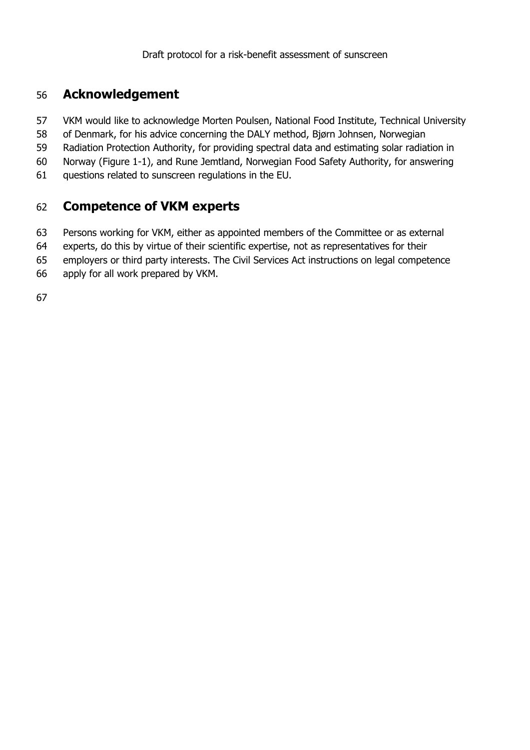# Acknowledgement

VKM would like to acknowledge Morten Poulsen, National Food Institute, Technical University of Denmark, for his advice concerning the DALY method, Bjørn Johnsen, Norwegian Radiation Protection Authority, for providing spectral data and estimating solar radiation in Norway (Figure 1-1), and Rune Jemtland, Norwegian Food Safety Authority, for answering questions related to sunscreen regulations in the EU.

# Competence of VKM experts

Persons working for VKM, either as appointed members of the Committee or as external experts, do this by virtue of their scientific expertise, not as representatives for their employers or third party interests. The Civil Services Act instructions on legal competence apply for all work prepared by VKM.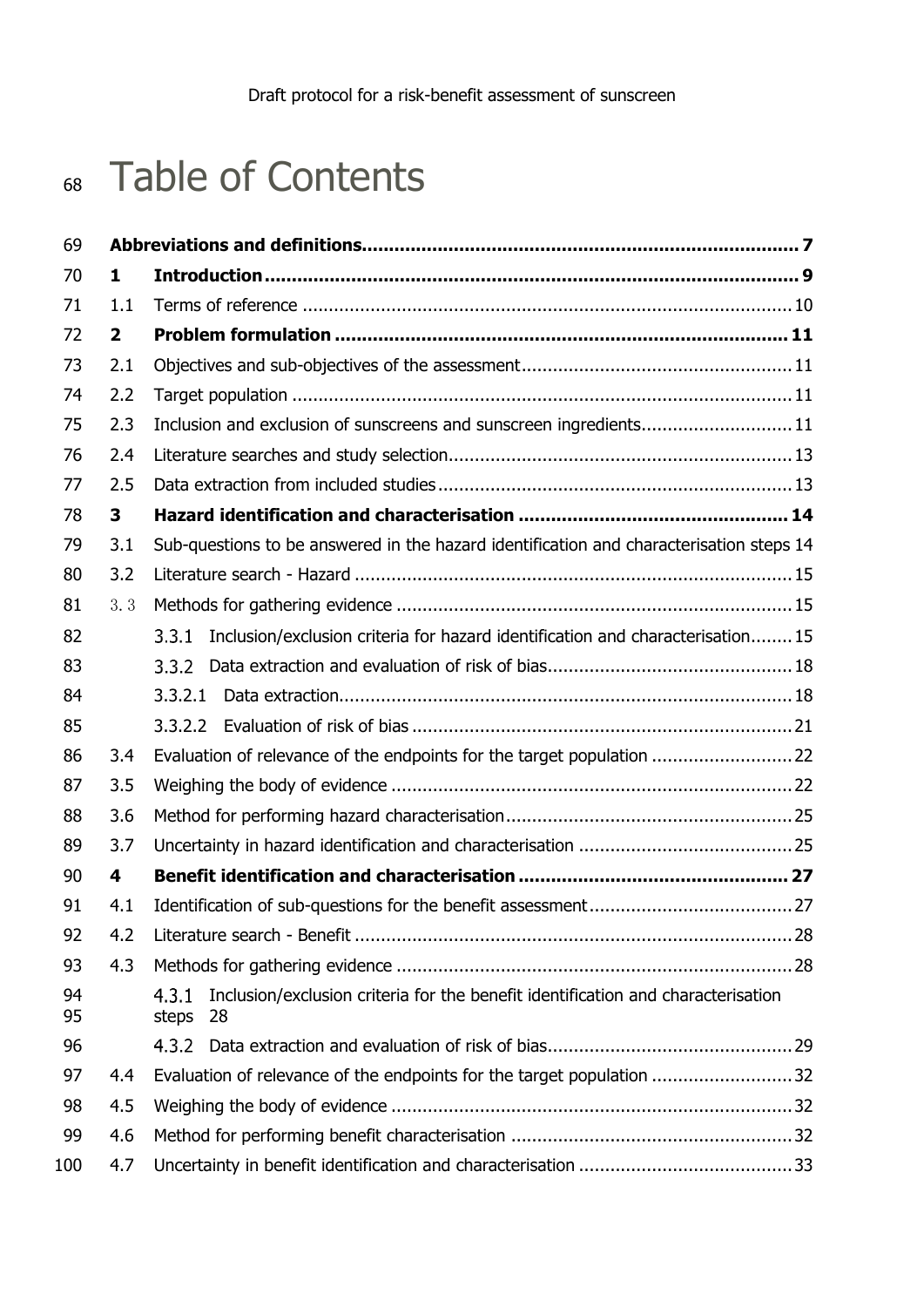# Table of Contents

**Abbreviations and definitions** ..... **7**

**1 Introduction** ..... **9**

1.1 Terms of reference ..... 10

**2 Problem formulation** ..... **11**

2.1 Objectives and sub-objectives of the assessment ..... 11

2.2 Target population ..... 11

2.3 Inclusion and exclusion of sunscreens and sunscreen ingredients ..... 11

2.4 Literature searches and study selection ..... 13

2.5 Data extraction from included studies ..... 13

**3 Hazard identification and characterisation** ..... **14**

3.1 Sub-questions to be answered in the hazard identification and characterisation steps ..... 14

3.2 Literature search - Hazard ..... 15

3.3 Methods for gathering evidence ..... 15

3.3.1 Inclusion/exclusion criteria for hazard identification and characterisation ..... 15

3.3.2 Data extraction and evaluation of risk of bias ..... 18

3.3.2.1 Data extraction ..... 18

3.3.2.2 Evaluation of risk of bias ..... 21

3.4 Evaluation of relevance of the endpoints for the target population ..... 22

3.5 Weighing the body of evidence ..... 22

3.6 Method for performing hazard characterisation ..... 25

3.7 Uncertainty in hazard identification and characterisation ..... 25

**4 Benefit identification and characterisation** ..... **27**

4.1 Identification of sub-questions for the benefit assessment ..... 27

4.2 Literature search - Benefit ..... 28

4.3 Methods for gathering evidence ..... 28

4.3.1 Inclusion/exclusion criteria for the benefit identification and characterisation steps ..... 28

4.3.2 Data extraction and evaluation of risk of bias ..... 29

4.4 Evaluation of relevance of the endpoints for the target population ..... 32

4.5 Weighing the body of evidence ..... 32

4.6 Method for performing benefit characterisation ..... 32

4.7 Uncertainty in benefit identification and characterisation ..... 33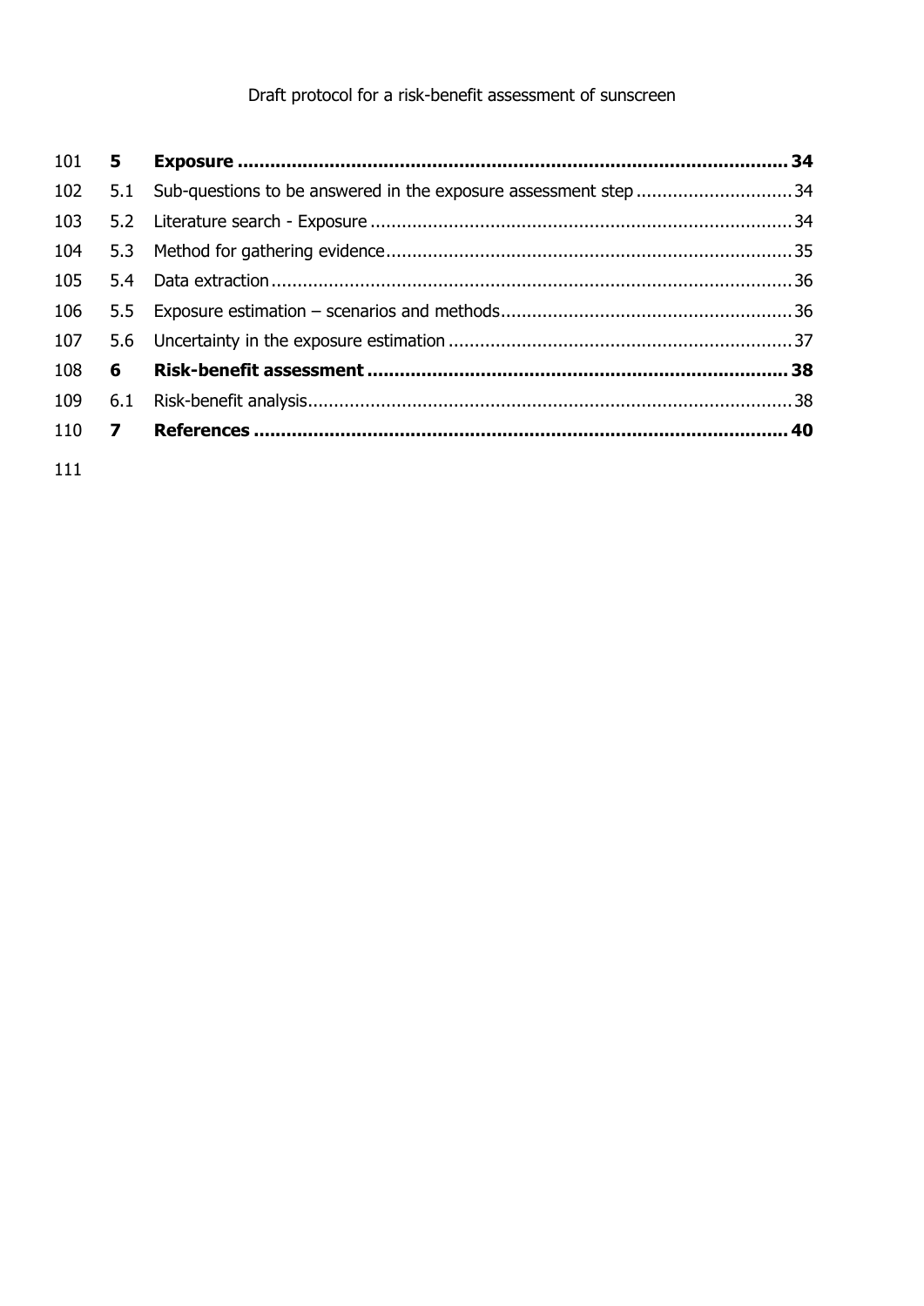| | | |
|---|---|---|
| **5** | **Exposure** | **34** |
| 5.1 | Sub-questions to be answered in the exposure assessment step | 34 |
| 5.2 | Literature search - Exposure | 34 |
| 5.3 | Method for gathering evidence | 35 |
| 5.4 | Data extraction | 36 |
| 5.5 | Exposure estimation – scenarios and methods | 36 |
| 5.6 | Uncertainty in the exposure estimation | 37 |
| **6** | **Risk-benefit assessment** | **38** |
| 6.1 | Risk-benefit analysis | 38 |
| **7** | **References** | **40** |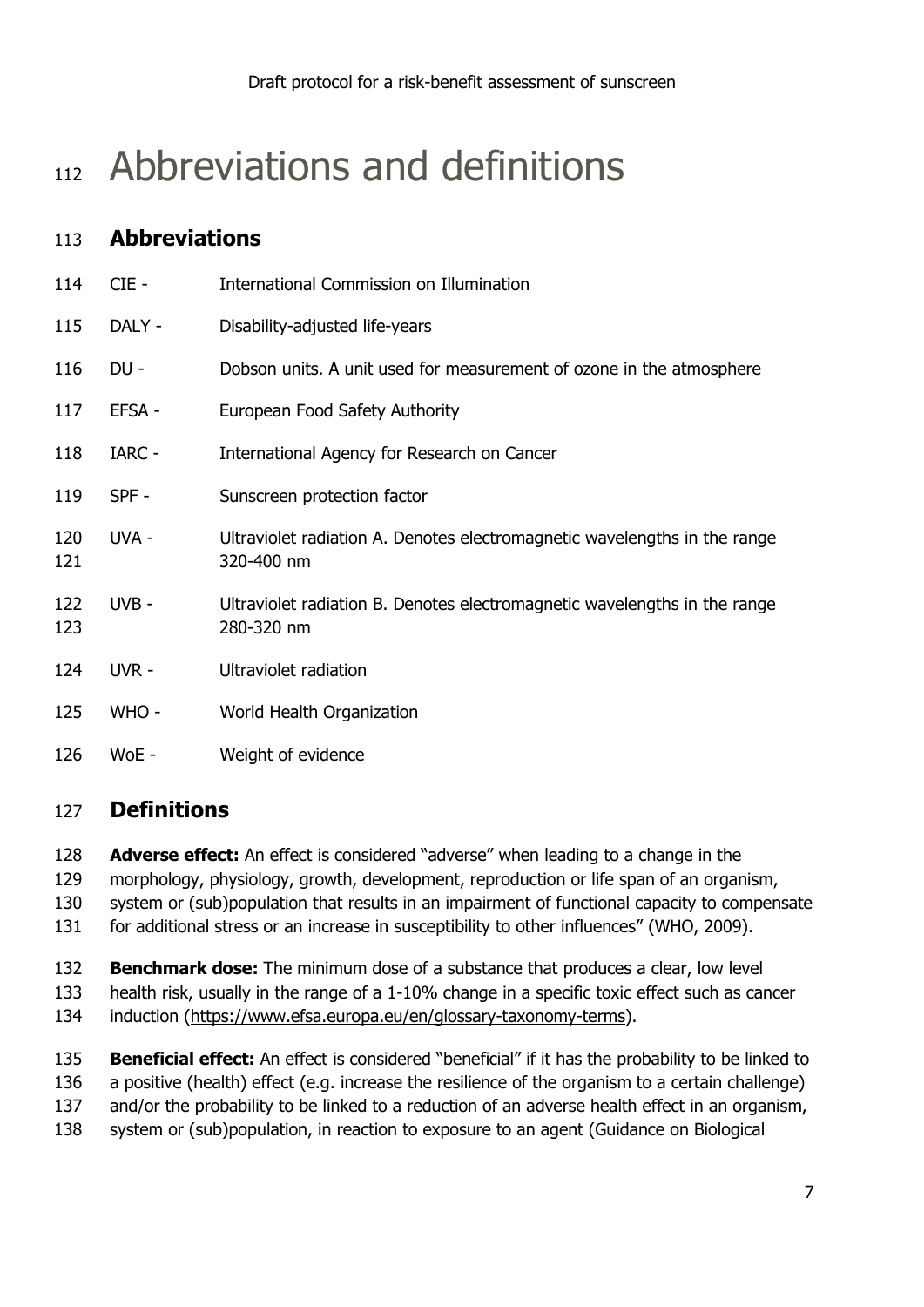# Abbreviations and definitions

## Abbreviations

CIE - International Commission on Illumination

DALY - Disability-adjusted life-years

DU - Dobson units. A unit used for measurement of ozone in the atmosphere

EFSA - European Food Safety Authority

IARC - International Agency for Research on Cancer

SPF - Sunscreen protection factor

UVA - Ultraviolet radiation A. Denotes electromagnetic wavelengths in the range 320-400 nm

UVB - Ultraviolet radiation B. Denotes electromagnetic wavelengths in the range 280-320 nm

UVR - Ultraviolet radiation

WHO - World Health Organization

WoE - Weight of evidence

## Definitions

**Adverse effect:** An effect is considered "adverse" when leading to a change in the morphology, physiology, growth, development, reproduction or life span of an organism, system or (sub)population that results in an impairment of functional capacity to compensate for additional stress or an increase in susceptibility to other influences" (WHO, 2009).

**Benchmark dose:** The minimum dose of a substance that produces a clear, low level health risk, usually in the range of a 1-10% change in a specific toxic effect such as cancer induction (https://www.efsa.europa.eu/en/glossary-taxonomy-terms).

**Beneficial effect:** An effect is considered "beneficial" if it has the probability to be linked to a positive (health) effect (e.g. increase the resilience of the organism to a certain challenge) and/or the probability to be linked to a reduction of an adverse health effect in an organism, system or (sub)population, in reaction to exposure to an agent (Guidance on Biological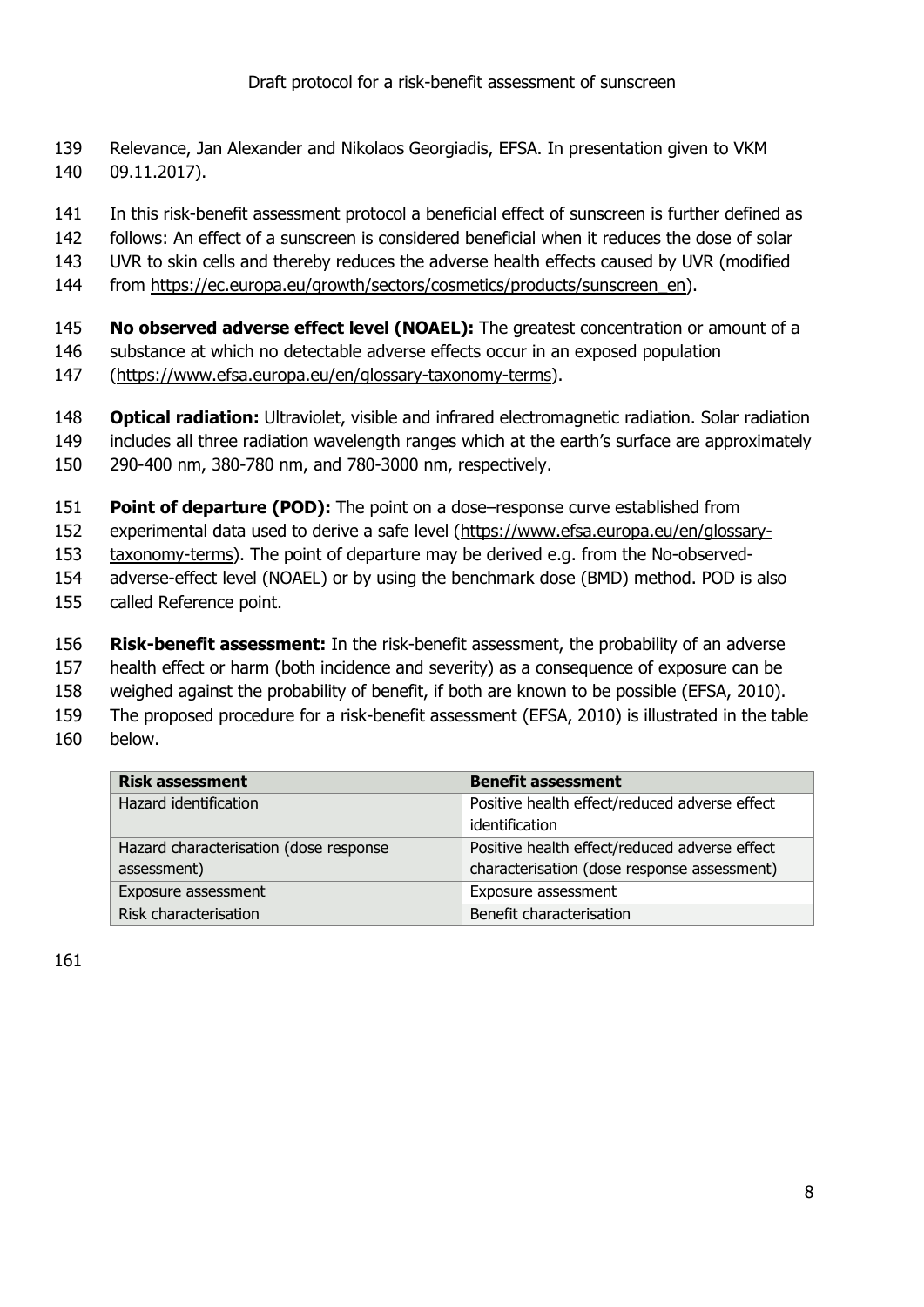Relevance, Jan Alexander and Nikolaos Georgiadis, EFSA. In presentation given to VKM 09.11.2017).

In this risk-benefit assessment protocol a beneficial effect of sunscreen is further defined as follows: An effect of a sunscreen is considered beneficial when it reduces the dose of solar UVR to skin cells and thereby reduces the adverse health effects caused by UVR (modified from https://ec.europa.eu/growth/sectors/cosmetics/products/sunscreen_en).

**No observed adverse effect level (NOAEL):** The greatest concentration or amount of a substance at which no detectable adverse effects occur in an exposed population (https://www.efsa.europa.eu/en/glossary-taxonomy-terms).

**Optical radiation:** Ultraviolet, visible and infrared electromagnetic radiation. Solar radiation includes all three radiation wavelength ranges which at the earth's surface are approximately 290-400 nm, 380-780 nm, and 780-3000 nm, respectively.

**Point of departure (POD):** The point on a dose–response curve established from experimental data used to derive a safe level (https://www.efsa.europa.eu/en/glossary-taxonomy-terms). The point of departure may be derived e.g. from the No-observed-adverse-effect level (NOAEL) or by using the benchmark dose (BMD) method. POD is also called Reference point.

**Risk-benefit assessment:** In the risk-benefit assessment, the probability of an adverse health effect or harm (both incidence and severity) as a consequence of exposure can be weighed against the probability of benefit, if both are known to be possible (EFSA, 2010). The proposed procedure for a risk-benefit assessment (EFSA, 2010) is illustrated in the table below.

| **Risk assessment** | **Benefit assessment** |
|---|---|
| Hazard identification | Positive health effect/reduced adverse effect identification |
| Hazard characterisation (dose response assessment) | Positive health effect/reduced adverse effect characterisation (dose response assessment) |
| Exposure assessment | Exposure assessment |
| Risk characterisation | Benefit characterisation |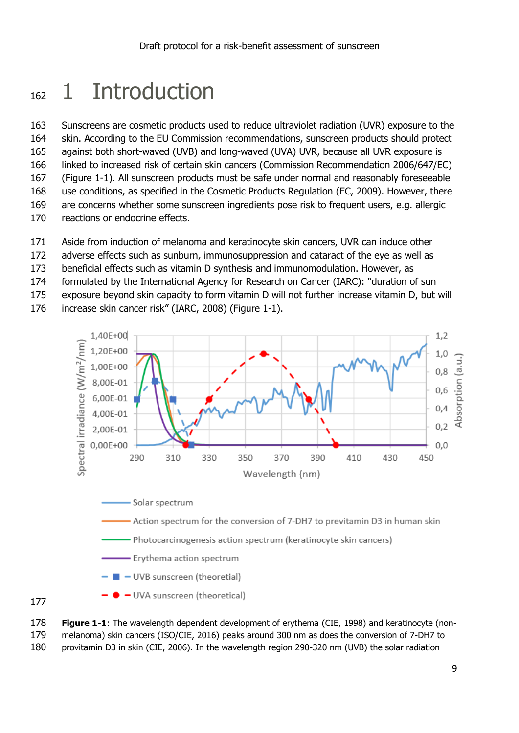# 1 Introduction

Sunscreens are cosmetic products used to reduce ultraviolet radiation (UVR) exposure to the skin. According to the EU Commission recommendations, sunscreen products should protect against both short-waved (UVB) and long-waved (UVA) UVR, because all UVR exposure is linked to increased risk of certain skin cancers (Commission Recommendation 2006/647/EC) (Figure 1-1). All sunscreen products must be safe under normal and reasonably foreseeable use conditions, as specified in the Cosmetic Products Regulation (EC, 2009). However, there are concerns whether some sunscreen ingredients pose risk to frequent users, e.g. allergic reactions or endocrine effects.

Aside from induction of melanoma and keratinocyte skin cancers, UVR can induce other adverse effects such as sunburn, immunosuppression and cataract of the eye as well as beneficial effects such as vitamin D synthesis and immunomodulation. However, as formulated by the International Agency for Research on Cancer (IARC): "duration of sun exposure beyond skin capacity to form vitamin D will not further increase vitamin D, but will increase skin cancer risk" (IARC, 2008) (Figure 1-1).

**Figure 1-1**: The wavelength dependent development of erythema (CIE, 1998) and keratinocyte (non-melanoma) skin cancers (ISO/CIE, 2016) peaks around 300 nm as does the conversion of 7-DH7 to provitamin D3 in skin (CIE, 2006). In the wavelength region 290-320 nm (UVB) the solar radiation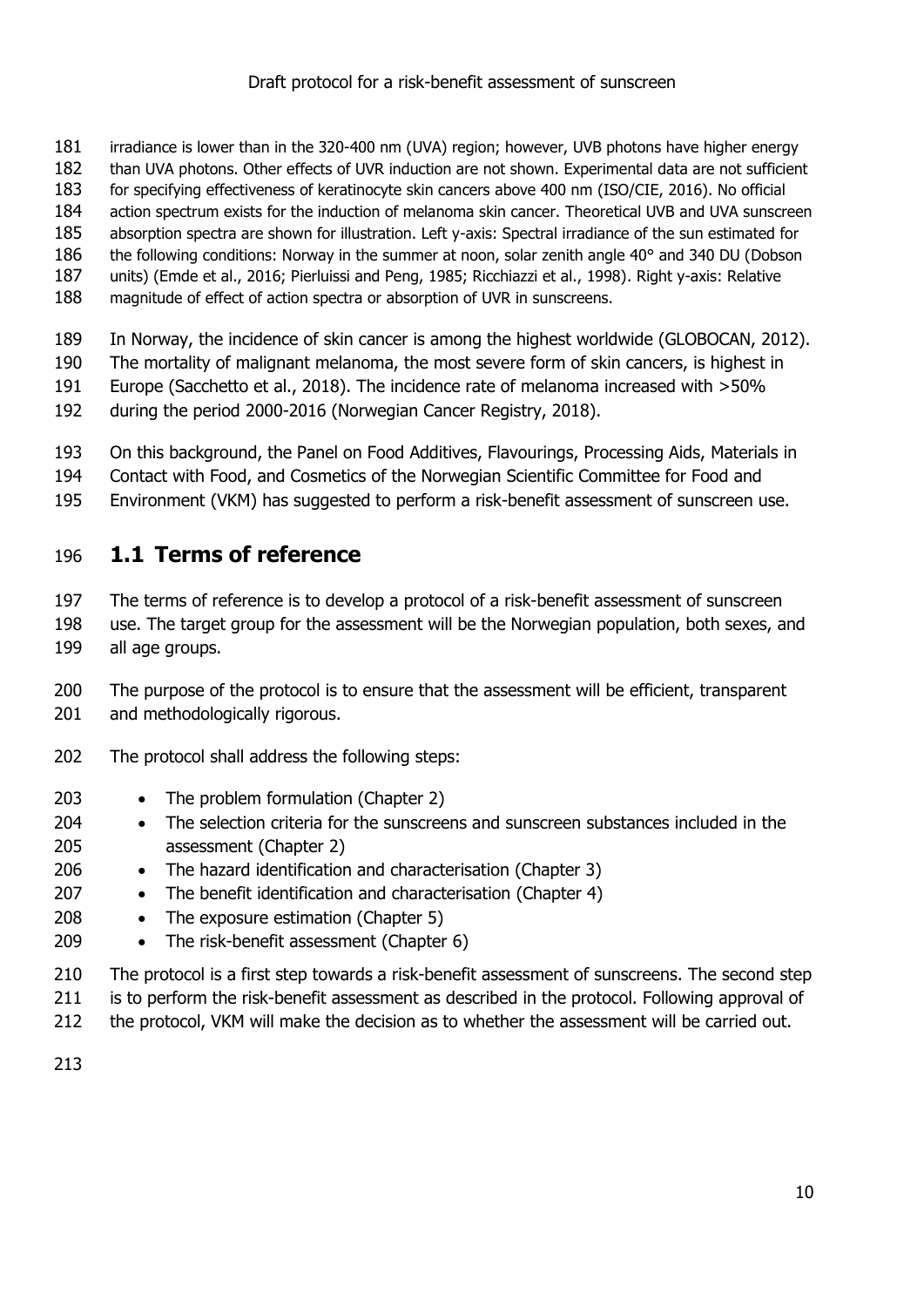irradiance is lower than in the 320-400 nm (UVA) region; however, UVB photons have higher energy than UVA photons. Other effects of UVR induction are not shown. Experimental data are not sufficient for specifying effectiveness of keratinocyte skin cancers above 400 nm (ISO/CIE, 2016). No official action spectrum exists for the induction of melanoma skin cancer. Theoretical UVB and UVA sunscreen absorption spectra are shown for illustration. Left y-axis: Spectral irradiance of the sun estimated for the following conditions: Norway in the summer at noon, solar zenith angle 40° and 340 DU (Dobson units) (Emde et al., 2016; Pierluissi and Peng, 1985; Ricchiazzi et al., 1998). Right y-axis: Relative magnitude of effect of action spectra or absorption of UVR in sunscreens.

In Norway, the incidence of skin cancer is among the highest worldwide (GLOBOCAN, 2012). The mortality of malignant melanoma, the most severe form of skin cancers, is highest in Europe (Sacchetto et al., 2018). The incidence rate of melanoma increased with >50% during the period 2000-2016 (Norwegian Cancer Registry, 2018).

On this background, the Panel on Food Additives, Flavourings, Processing Aids, Materials in Contact with Food, and Cosmetics of the Norwegian Scientific Committee for Food and Environment (VKM) has suggested to perform a risk-benefit assessment of sunscreen use.

## 1.1 Terms of reference

The terms of reference is to develop a protocol of a risk-benefit assessment of sunscreen use. The target group for the assessment will be the Norwegian population, both sexes, and all age groups.

The purpose of the protocol is to ensure that the assessment will be efficient, transparent and methodologically rigorous.

The protocol shall address the following steps:

- The problem formulation (Chapter 2)
- The selection criteria for the sunscreens and sunscreen substances included in the assessment (Chapter 2)
- The hazard identification and characterisation (Chapter 3)
- The benefit identification and characterisation (Chapter 4)
- The exposure estimation (Chapter 5)
- The risk-benefit assessment (Chapter 6)

The protocol is a first step towards a risk-benefit assessment of sunscreens. The second step is to perform the risk-benefit assessment as described in the protocol. Following approval of the protocol, VKM will make the decision as to whether the assessment will be carried out.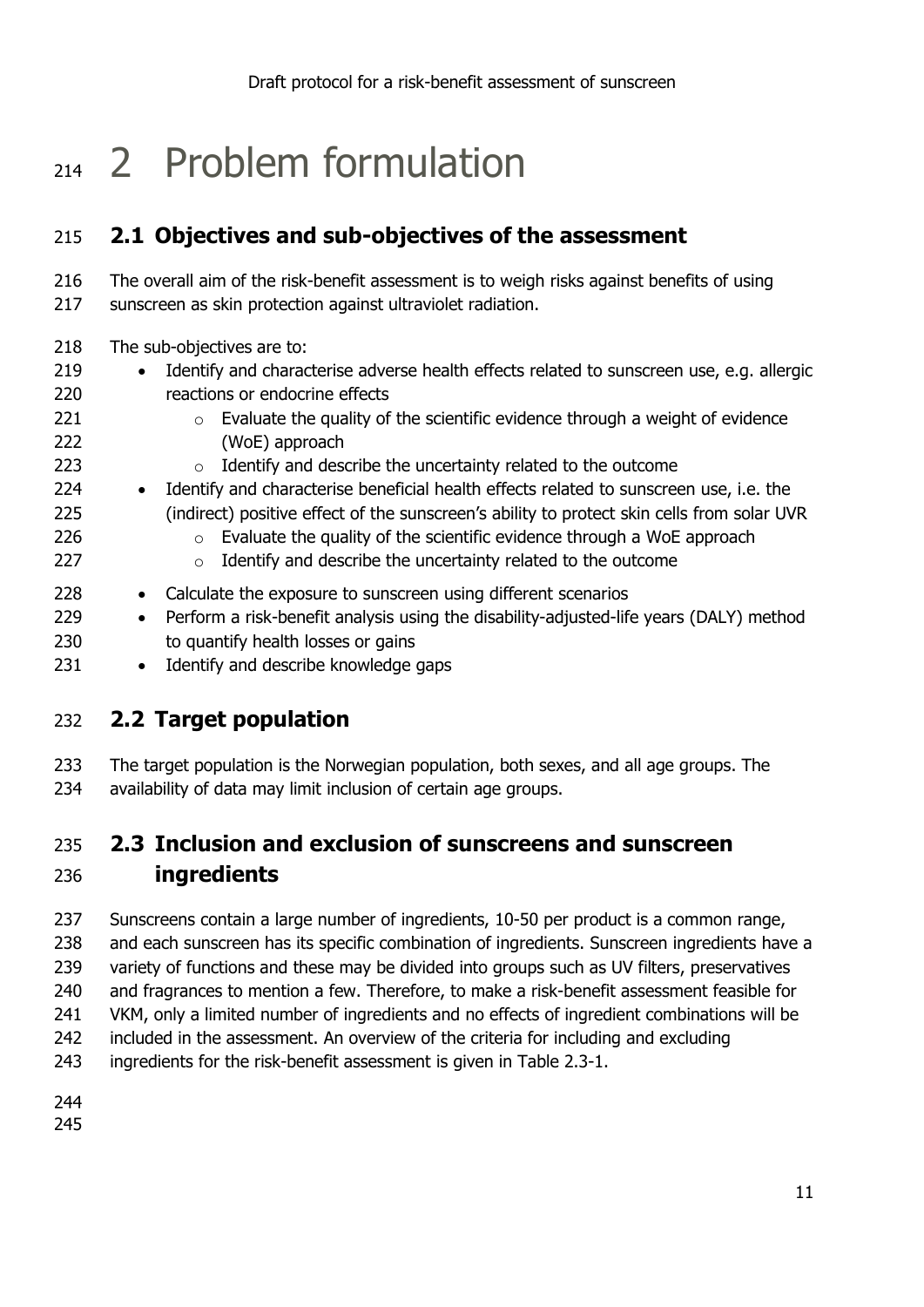# 2 Problem formulation

## 2.1 Objectives and sub-objectives of the assessment

The overall aim of the risk-benefit assessment is to weigh risks against benefits of using sunscreen as skin protection against ultraviolet radiation.

The sub-objectives are to:

- Identify and characterise adverse health effects related to sunscreen use, e.g. allergic reactions or endocrine effects
  - Evaluate the quality of the scientific evidence through a weight of evidence (WoE) approach
  - Identify and describe the uncertainty related to the outcome
- Identify and characterise beneficial health effects related to sunscreen use, i.e. the (indirect) positive effect of the sunscreen's ability to protect skin cells from solar UVR
  - Evaluate the quality of the scientific evidence through a WoE approach
  - Identify and describe the uncertainty related to the outcome
- Calculate the exposure to sunscreen using different scenarios
- Perform a risk-benefit analysis using the disability-adjusted-life years (DALY) method to quantify health losses or gains
- Identify and describe knowledge gaps

## 2.2 Target population

The target population is the Norwegian population, both sexes, and all age groups. The availability of data may limit inclusion of certain age groups.

## 2.3 Inclusion and exclusion of sunscreens and sunscreen ingredients

Sunscreens contain a large number of ingredients, 10-50 per product is a common range, and each sunscreen has its specific combination of ingredients. Sunscreen ingredients have a variety of functions and these may be divided into groups such as UV filters, preservatives and fragrances to mention a few. Therefore, to make a risk-benefit assessment feasible for VKM, only a limited number of ingredients and no effects of ingredient combinations will be included in the assessment. An overview of the criteria for including and excluding ingredients for the risk-benefit assessment is given in Table 2.3-1.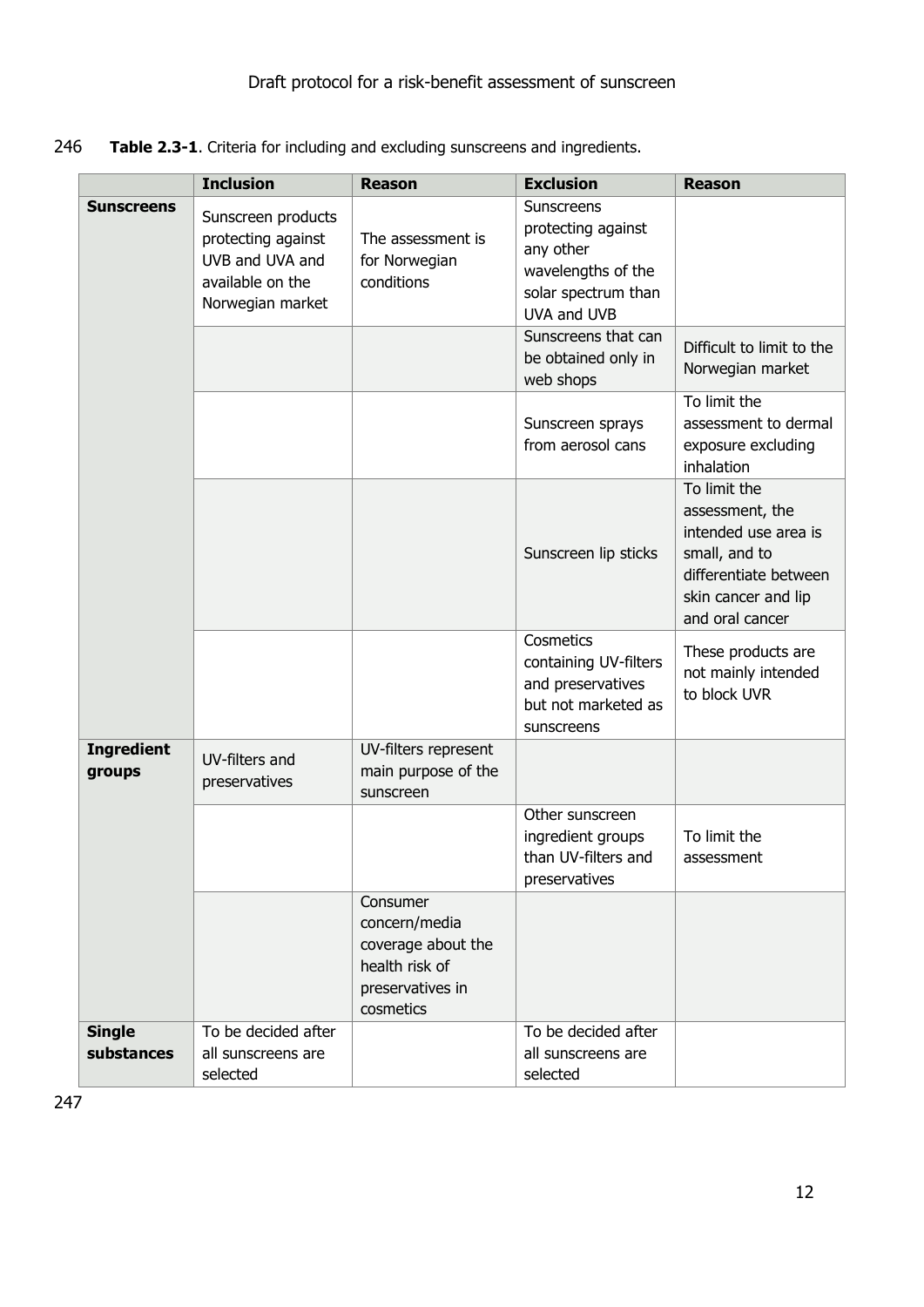246 **Table 2.3-1**. Criteria for including and excluding sunscreens and ingredients.

| | Inclusion | Reason | Exclusion | Reason |
|---|---|---|---|---|
| **Sunscreens** | Sunscreen products protecting against UVB and UVA and available on the Norwegian market | The assessment is for Norwegian conditions | Sunscreens protecting against any other wavelengths of the solar spectrum than UVA and UVB | |
| | | | Sunscreens that can be obtained only in web shops | Difficult to limit to the Norwegian market |
| | | | Sunscreen sprays from aerosol cans | To limit the assessment to dermal exposure excluding inhalation |
| | | | Sunscreen lip sticks | To limit the assessment, the intended use area is small, and to differentiate between skin cancer and lip and oral cancer |
| | | | Cosmetics containing UV-filters and preservatives but not marketed as sunscreens | These products are not mainly intended to block UVR |
| **Ingredient groups** | UV-filters and preservatives | UV-filters represent main purpose of the sunscreen | | |
| | | | Other sunscreen ingredient groups than UV-filters and preservatives | To limit the assessment |
| | | Consumer concern/media coverage about the health risk of preservatives in cosmetics | | |
| **Single substances** | To be decided after all sunscreens are selected | | To be decided after all sunscreens are selected | |

247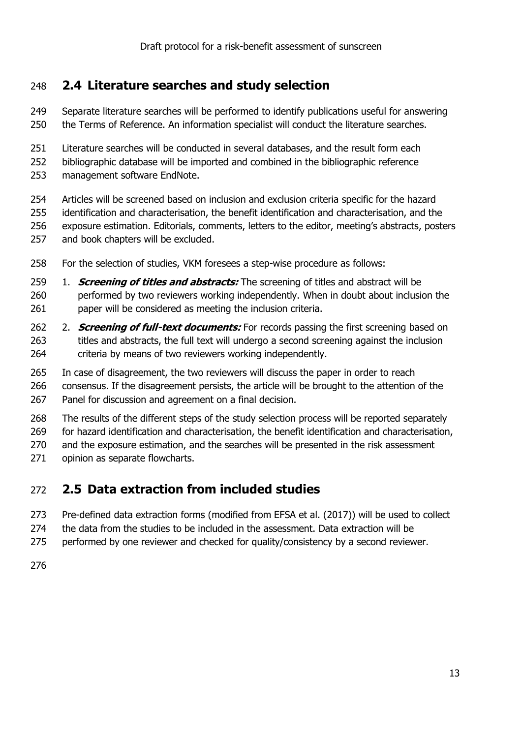## 2.4 Literature searches and study selection

Separate literature searches will be performed to identify publications useful for answering the Terms of Reference. An information specialist will conduct the literature searches.

Literature searches will be conducted in several databases, and the result form each bibliographic database will be imported and combined in the bibliographic reference management software EndNote.

Articles will be screened based on inclusion and exclusion criteria specific for the hazard identification and characterisation, the benefit identification and characterisation, and the exposure estimation. Editorials, comments, letters to the editor, meeting's abstracts, posters and book chapters will be excluded.

For the selection of studies, VKM foresees a step-wise procedure as follows:

1. ***Screening of titles and abstracts:*** The screening of titles and abstract will be performed by two reviewers working independently. When in doubt about inclusion the paper will be considered as meeting the inclusion criteria.
2. ***Screening of full-text documents:*** For records passing the first screening based on titles and abstracts, the full text will undergo a second screening against the inclusion criteria by means of two reviewers working independently.

In case of disagreement, the two reviewers will discuss the paper in order to reach consensus. If the disagreement persists, the article will be brought to the attention of the Panel for discussion and agreement on a final decision.

The results of the different steps of the study selection process will be reported separately for hazard identification and characterisation, the benefit identification and characterisation, and the exposure estimation, and the searches will be presented in the risk assessment opinion as separate flowcharts.

## 2.5 Data extraction from included studies

Pre-defined data extraction forms (modified from EFSA et al. (2017)) will be used to collect the data from the studies to be included in the assessment. Data extraction will be performed by one reviewer and checked for quality/consistency by a second reviewer.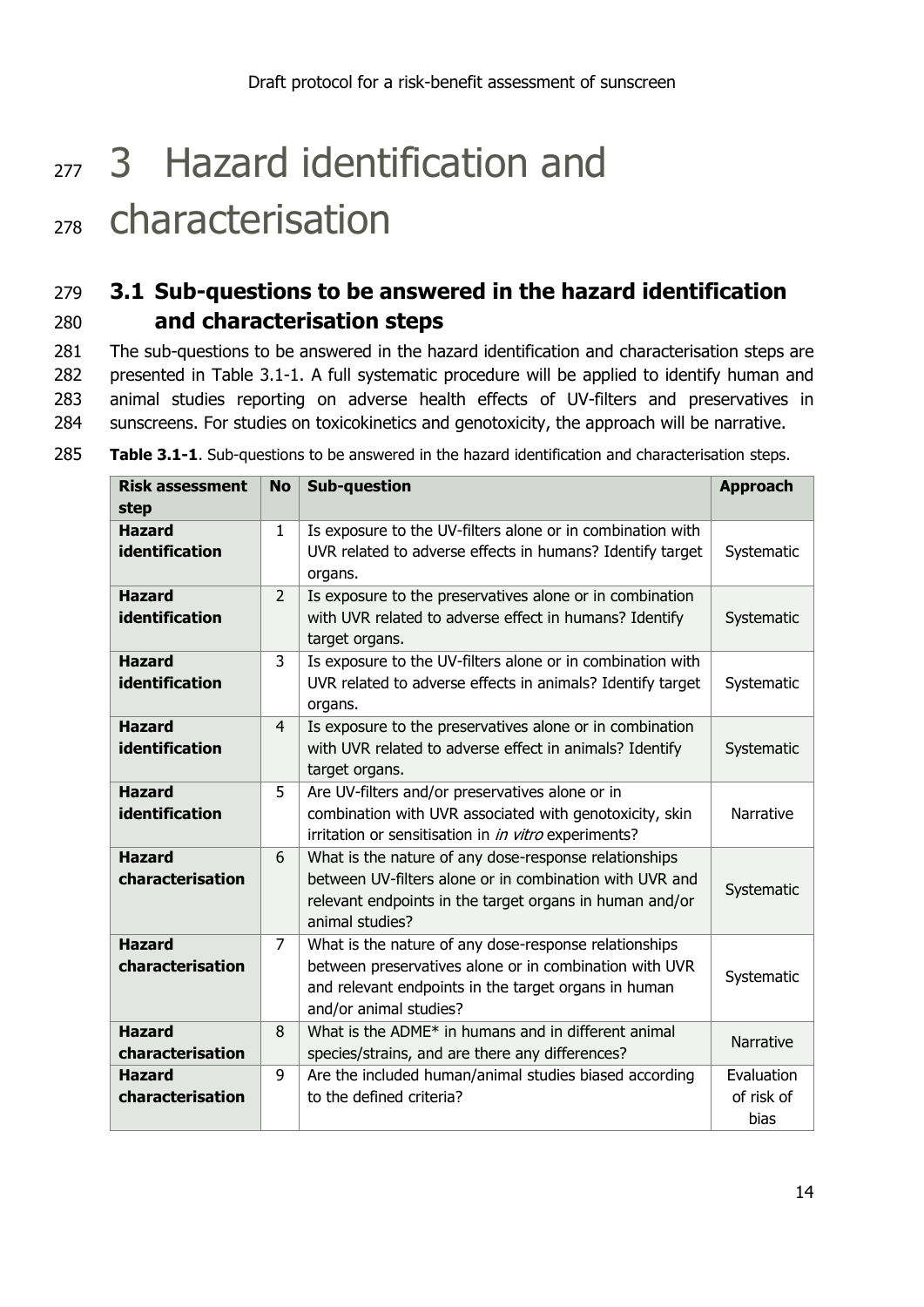# 3 Hazard identification and characterisation

## 3.1 Sub-questions to be answered in the hazard identification and characterisation steps

The sub-questions to be answered in the hazard identification and characterisation steps are presented in Table 3.1-1. A full systematic procedure will be applied to identify human and animal studies reporting on adverse health effects of UV-filters and preservatives in sunscreens. For studies on toxicokinetics and genotoxicity, the approach will be narrative.

**Table 3.1-1**. Sub-questions to be answered in the hazard identification and characterisation steps.

| Risk assessment step | No | Sub-question | Approach |
|---|---|---|---|
| **Hazard identification** | 1 | Is exposure to the UV-filters alone or in combination with UVR related to adverse effects in humans? Identify target organs. | Systematic |
| **Hazard identification** | 2 | Is exposure to the preservatives alone or in combination with UVR related to adverse effect in humans? Identify target organs. | Systematic |
| **Hazard identification** | 3 | Is exposure to the UV-filters alone or in combination with UVR related to adverse effects in animals? Identify target organs. | Systematic |
| **Hazard identification** | 4 | Is exposure to the preservatives alone or in combination with UVR related to adverse effect in animals? Identify target organs. | Systematic |
| **Hazard identification** | 5 | Are UV-filters and/or preservatives alone or in combination with UVR associated with genotoxicity, skin irritation or sensitisation in *in vitro* experiments? | Narrative |
| **Hazard characterisation** | 6 | What is the nature of any dose-response relationships between UV-filters alone or in combination with UVR and relevant endpoints in the target organs in human and/or animal studies? | Systematic |
| **Hazard characterisation** | 7 | What is the nature of any dose-response relationships between preservatives alone or in combination with UVR and relevant endpoints in the target organs in human and/or animal studies? | Systematic |
| **Hazard characterisation** | 8 | What is the ADME* in humans and in different animal species/strains, and are there any differences? | Narrative |
| **Hazard characterisation** | 9 | Are the included human/animal studies biased according to the defined criteria? | Evaluation of risk of bias |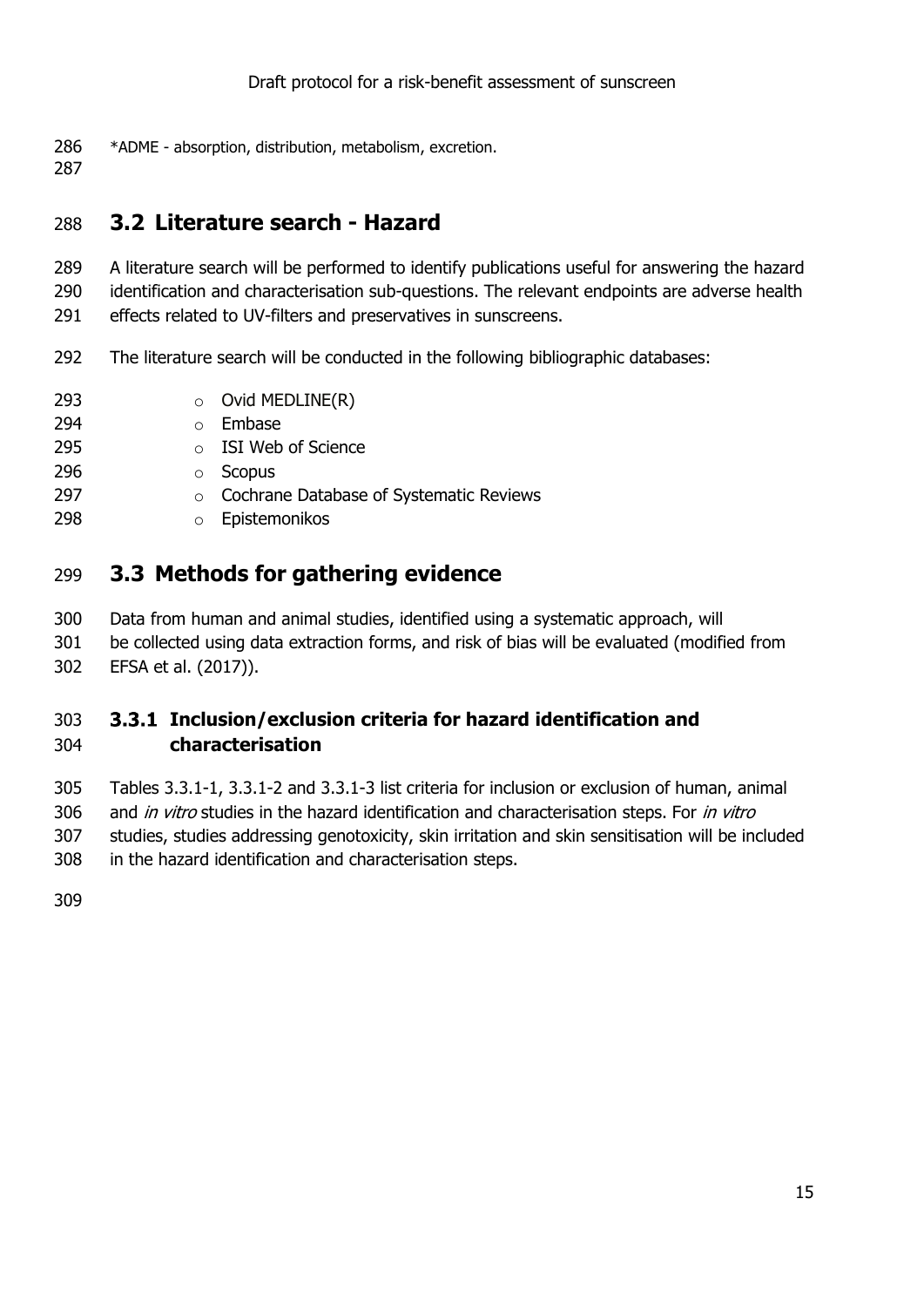*ADME - absorption, distribution, metabolism, excretion.

## 3.2 Literature search - Hazard

A literature search will be performed to identify publications useful for answering the hazard identification and characterisation sub-questions. The relevant endpoints are adverse health effects related to UV-filters and preservatives in sunscreens.

The literature search will be conducted in the following bibliographic databases:

- Ovid MEDLINE(R)
- Embase
- ISI Web of Science
- Scopus
- Cochrane Database of Systematic Reviews
- Epistemonikos

## 3.3 Methods for gathering evidence

Data from human and animal studies, identified using a systematic approach, will be collected using data extraction forms, and risk of bias will be evaluated (modified from EFSA et al. (2017)).

### 3.3.1 Inclusion/exclusion criteria for hazard identification and characterisation

Tables 3.3.1-1, 3.3.1-2 and 3.3.1-3 list criteria for inclusion or exclusion of human, animal and *in vitro* studies in the hazard identification and characterisation steps. For *in vitro* studies, studies addressing genotoxicity, skin irritation and skin sensitisation will be included in the hazard identification and characterisation steps.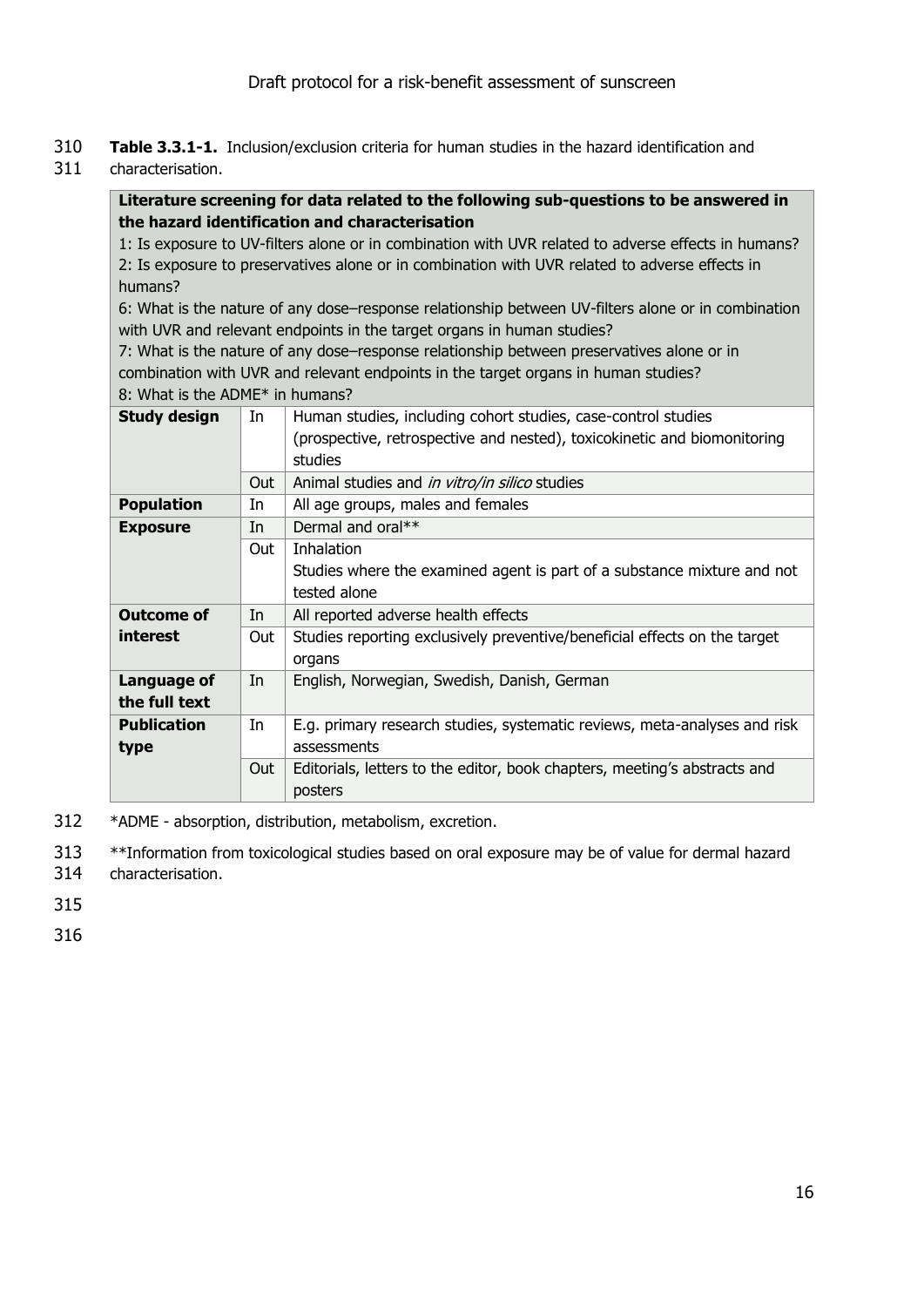**Table 3.3.1-1.** Inclusion/exclusion criteria for human studies in the hazard identification and characterisation.

| **Literature screening for data related to the following sub-questions to be answered in the hazard identification and characterisation**<br>1: Is exposure to UV-filters alone or in combination with UVR related to adverse effects in humans?<br>2: Is exposure to preservatives alone or in combination with UVR related to adverse effects in humans?<br>6: What is the nature of any dose–response relationship between UV-filters alone or in combination with UVR and relevant endpoints in the target organs in human studies?<br>7: What is the nature of any dose–response relationship between preservatives alone or in combination with UVR and relevant endpoints in the target organs in human studies?<br>8: What is the ADME* in humans? | | |
|---|---|---|
| **Study design** | In | Human studies, including cohort studies, case-control studies (prospective, retrospective and nested), toxicokinetic and biomonitoring studies |
| | Out | Animal studies and *in vitro/in silico* studies |
| **Population** | In | All age groups, males and females |
| **Exposure** | In | Dermal and oral** |
| | Out | Inhalation<br>Studies where the examined agent is part of a substance mixture and not tested alone |
| **Outcome of interest** | In | All reported adverse health effects |
| | Out | Studies reporting exclusively preventive/beneficial effects on the target organs |
| **Language of the full text** | In | English, Norwegian, Swedish, Danish, German |
| **Publication type** | In | E.g. primary research studies, systematic reviews, meta-analyses and risk assessments |
| | Out | Editorials, letters to the editor, book chapters, meeting's abstracts and posters |

*ADME - absorption, distribution, metabolism, excretion.

**Information from toxicological studies based on oral exposure may be of value for dermal hazard characterisation.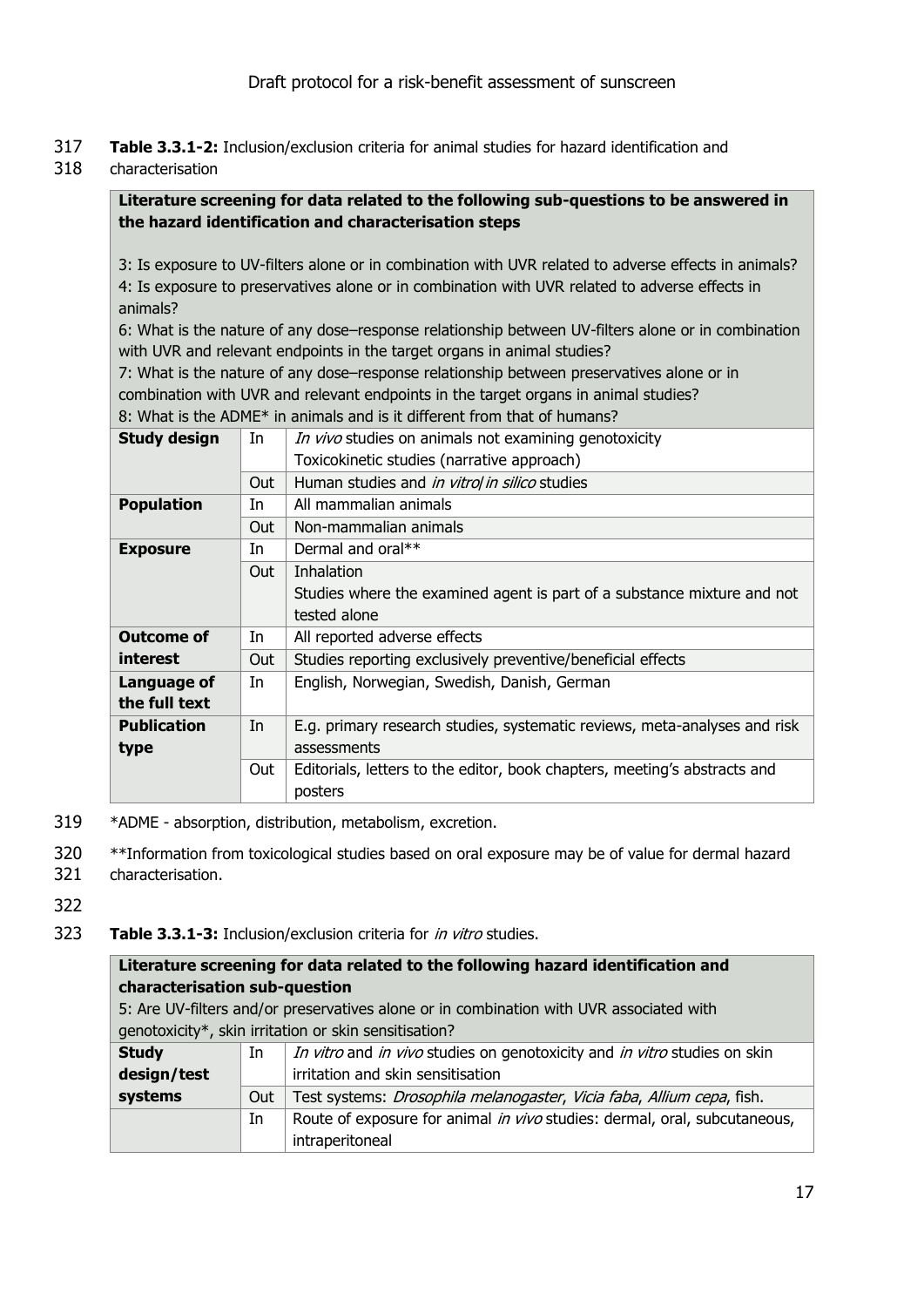**Table 3.3.1-2:** Inclusion/exclusion criteria for animal studies for hazard identification and characterisation

| **Literature screening for data related to the following sub-questions to be answered in the hazard identification and characterisation steps**<br><br>3: Is exposure to UV-filters alone or in combination with UVR related to adverse effects in animals?<br>4: Is exposure to preservatives alone or in combination with UVR related to adverse effects in animals?<br>6: What is the nature of any dose–response relationship between UV-filters alone or in combination with UVR and relevant endpoints in the target organs in animal studies?<br>7: What is the nature of any dose–response relationship between preservatives alone or in combination with UVR and relevant endpoints in the target organs in animal studies?<br>8: What is the ADME* in animals and is it different from that of humans? | | |
|---|---|---|
| **Study design** | In | *In vivo* studies on animals not examining genotoxicity<br>Toxicokinetic studies (narrative approach) |
| | Out | Human studies and *in vitro*/*in silico* studies |
| **Population** | In | All mammalian animals |
| | Out | Non-mammalian animals |
| **Exposure** | In | Dermal and oral** |
| | Out | Inhalation<br>Studies where the examined agent is part of a substance mixture and not tested alone |
| **Outcome of interest** | In | All reported adverse effects |
| | Out | Studies reporting exclusively preventive/beneficial effects |
| **Language of the full text** | In | English, Norwegian, Swedish, Danish, German |
| **Publication type** | In | E.g. primary research studies, systematic reviews, meta-analyses and risk assessments |
| | Out | Editorials, letters to the editor, book chapters, meeting's abstracts and posters |

*ADME - absorption, distribution, metabolism, excretion.

**Information from toxicological studies based on oral exposure may be of value for dermal hazard characterisation.

**Table 3.3.1-3:** Inclusion/exclusion criteria for *in vitro* studies.

| **Literature screening for data related to the following hazard identification and characterisation sub-question**<br>5: Are UV-filters and/or preservatives alone or in combination with UVR associated with genotoxicity*, skin irritation or skin sensitisation? | | |
|---|---|---|
| **Study design/test systems** | In | *In vitro* and *in vivo* studies on genotoxicity and *in vitro* studies on skin irritation and skin sensitisation |
| | Out | Test systems: *Drosophila melanogaster*, *Vicia faba*, *Allium cepa*, fish. |
| | In | Route of exposure for animal *in vivo* studies: dermal, oral, subcutaneous, intraperitoneal |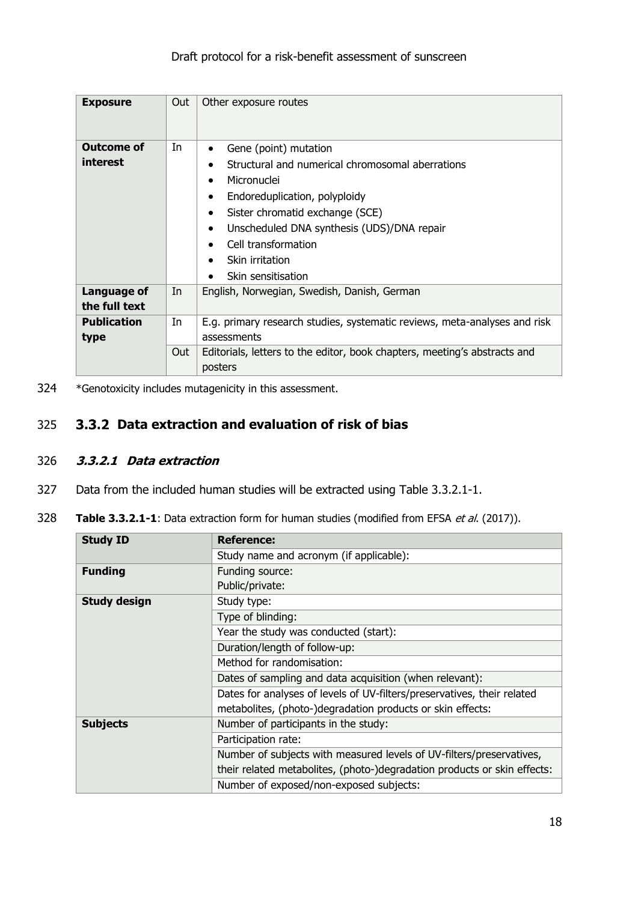| Exposure | Out | Other exposure routes |
|---|---|---|
| **Outcome of interest** | In | • Gene (point) mutation<br>• Structural and numerical chromosomal aberrations<br>• Micronuclei<br>• Endoreduplication, polyploidy<br>• Sister chromatid exchange (SCE)<br>• Unscheduled DNA synthesis (UDS)/DNA repair<br>• Cell transformation<br>• Skin irritation<br>• Skin sensitisation |
| **Language of the full text** | In | English, Norwegian, Swedish, Danish, German |
| **Publication type** | In | E.g. primary research studies, systematic reviews, meta-analyses and risk assessments |
| | Out | Editorials, letters to the editor, book chapters, meeting's abstracts and posters |

*Genotoxicity includes mutagenicity in this assessment.

## 3.3.2 Data extraction and evaluation of risk of bias

### *3.3.2.1 Data extraction*

Data from the included human studies will be extracted using Table 3.3.2.1-1.

**Table 3.3.2.1-1**: Data extraction form for human studies (modified from EFSA *et al.* (2017)).

| Study ID | Reference: |
|---|---|
| | Study name and acronym (if applicable): |
| **Funding** | Funding source:<br>Public/private: |
| **Study design** | Study type: |
| | Type of blinding: |
| | Year the study was conducted (start): |
| | Duration/length of follow-up: |
| | Method for randomisation: |
| | Dates of sampling and data acquisition (when relevant): |
| | Dates for analyses of levels of UV-filters/preservatives, their related metabolites, (photo-)degradation products or skin effects: |
| **Subjects** | Number of participants in the study: |
| | Participation rate: |
| | Number of subjects with measured levels of UV-filters/preservatives, their related metabolites, (photo-)degradation products or skin effects: |
| | Number of exposed/non-exposed subjects: |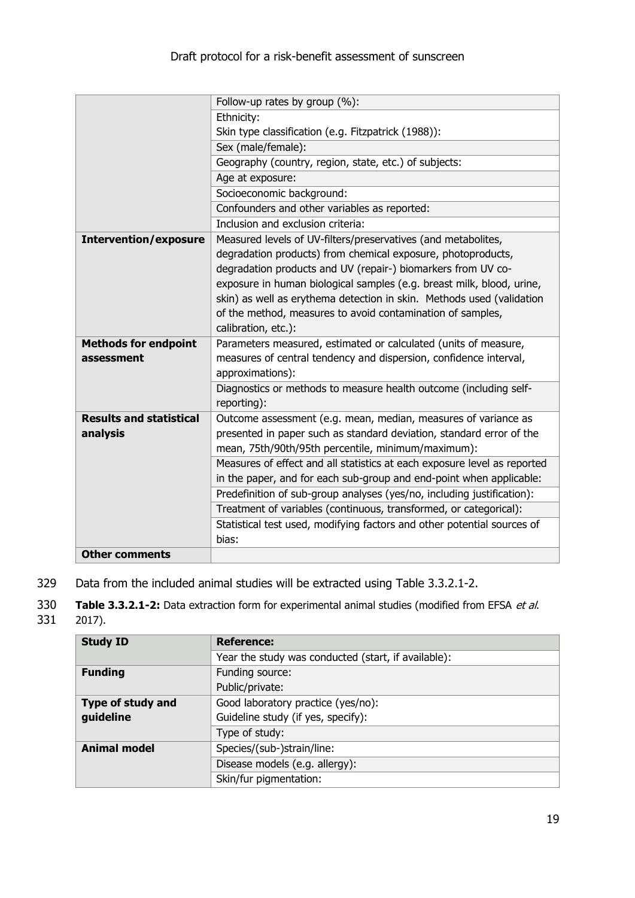| | |
|---|---|
| | Follow-up rates by group (%): |
| | Ethnicity:<br>Skin type classification (e.g. Fitzpatrick (1988)): |
| | Sex (male/female): |
| | Geography (country, region, state, etc.) of subjects: |
| | Age at exposure: |
| | Socioeconomic background: |
| | Confounders and other variables as reported: |
| | Inclusion and exclusion criteria: |
| **Intervention/exposure** | Measured levels of UV-filters/preservatives (and metabolites, degradation products) from chemical exposure, photoproducts, degradation products and UV (repair-) biomarkers from UV co-exposure in human biological samples (e.g. breast milk, blood, urine, skin) as well as erythema detection in skin. Methods used (validation of the method, measures to avoid contamination of samples, calibration, etc.): |
| **Methods for endpoint assessment** | Parameters measured, estimated or calculated (units of measure, measures of central tendency and dispersion, confidence interval, approximations): |
| | Diagnostics or methods to measure health outcome (including self-reporting): |
| **Results and statistical analysis** | Outcome assessment (e.g. mean, median, measures of variance as presented in paper such as standard deviation, standard error of the mean, 75th/90th/95th percentile, minimum/maximum): |
| | Measures of effect and all statistics at each exposure level as reported in the paper, and for each sub-group and end-point when applicable: |
| | Predefinition of sub-group analyses (yes/no, including justification): |
| | Treatment of variables (continuous, transformed, or categorical): |
| | Statistical test used, modifying factors and other potential sources of bias: |
| **Other comments** | |

329 Data from the included animal studies will be extracted using Table 3.3.2.1-2.

330 **Table 3.3.2.1-2:** Data extraction form for experimental animal studies (modified from EFSA *et al*.
331 2017).

| **Study ID** | **Reference:** |
|---|---|
| | Year the study was conducted (start, if available): |
| **Funding** | Funding source:<br>Public/private: |
| **Type of study and guideline** | Good laboratory practice (yes/no):<br>Guideline study (if yes, specify): |
| | Type of study: |
| **Animal model** | Species/(sub-)strain/line: |
| | Disease models (e.g. allergy): |
| | Skin/fur pigmentation: |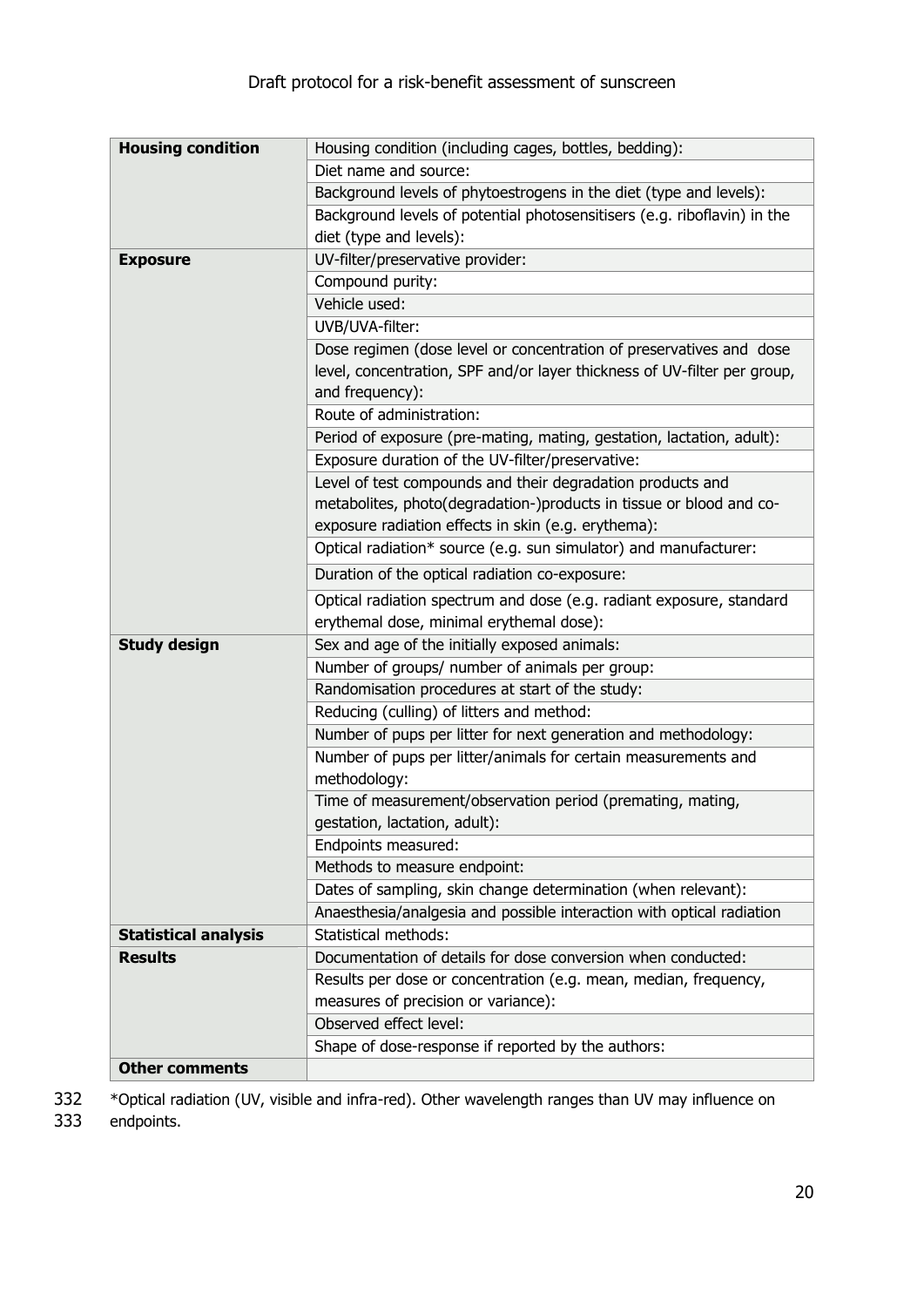| Housing condition | Housing condition (including cages, bottles, bedding): |
|---|---|
| | Diet name and source: |
| | Background levels of phytoestrogens in the diet (type and levels): |
| | Background levels of potential photosensitisers (e.g. riboflavin) in the diet (type and levels): |
| **Exposure** | UV-filter/preservative provider: |
| | Compound purity: |
| | Vehicle used: |
| | UVB/UVA-filter: |
| | Dose regimen (dose level or concentration of preservatives and dose level, concentration, SPF and/or layer thickness of UV-filter per group, and frequency): |
| | Route of administration: |
| | Period of exposure (pre-mating, mating, gestation, lactation, adult): |
| | Exposure duration of the UV-filter/preservative: |
| | Level of test compounds and their degradation products and metabolites, photo(degradation-)products in tissue or blood and co-exposure radiation effects in skin (e.g. erythema): |
| | Optical radiation* source (e.g. sun simulator) and manufacturer: |
| | Duration of the optical radiation co-exposure: |
| | Optical radiation spectrum and dose (e.g. radiant exposure, standard erythemal dose, minimal erythemal dose): |
| **Study design** | Sex and age of the initially exposed animals: |
| | Number of groups/ number of animals per group: |
| | Randomisation procedures at start of the study: |
| | Reducing (culling) of litters and method: |
| | Number of pups per litter for next generation and methodology: |
| | Number of pups per litter/animals for certain measurements and methodology: |
| | Time of measurement/observation period (premating, mating, gestation, lactation, adult): |
| | Endpoints measured: |
| | Methods to measure endpoint: |
| | Dates of sampling, skin change determination (when relevant): |
| | Anaesthesia/analgesia and possible interaction with optical radiation |
| **Statistical analysis** | Statistical methods: |
| **Results** | Documentation of details for dose conversion when conducted: |
| | Results per dose or concentration (e.g. mean, median, frequency, measures of precision or variance): |
| | Observed effect level: |
| | Shape of dose-response if reported by the authors: |
| **Other comments** | |

332 *Optical radiation (UV, visible and infra-red). Other wavelength ranges than UV may influence on
333 endpoints.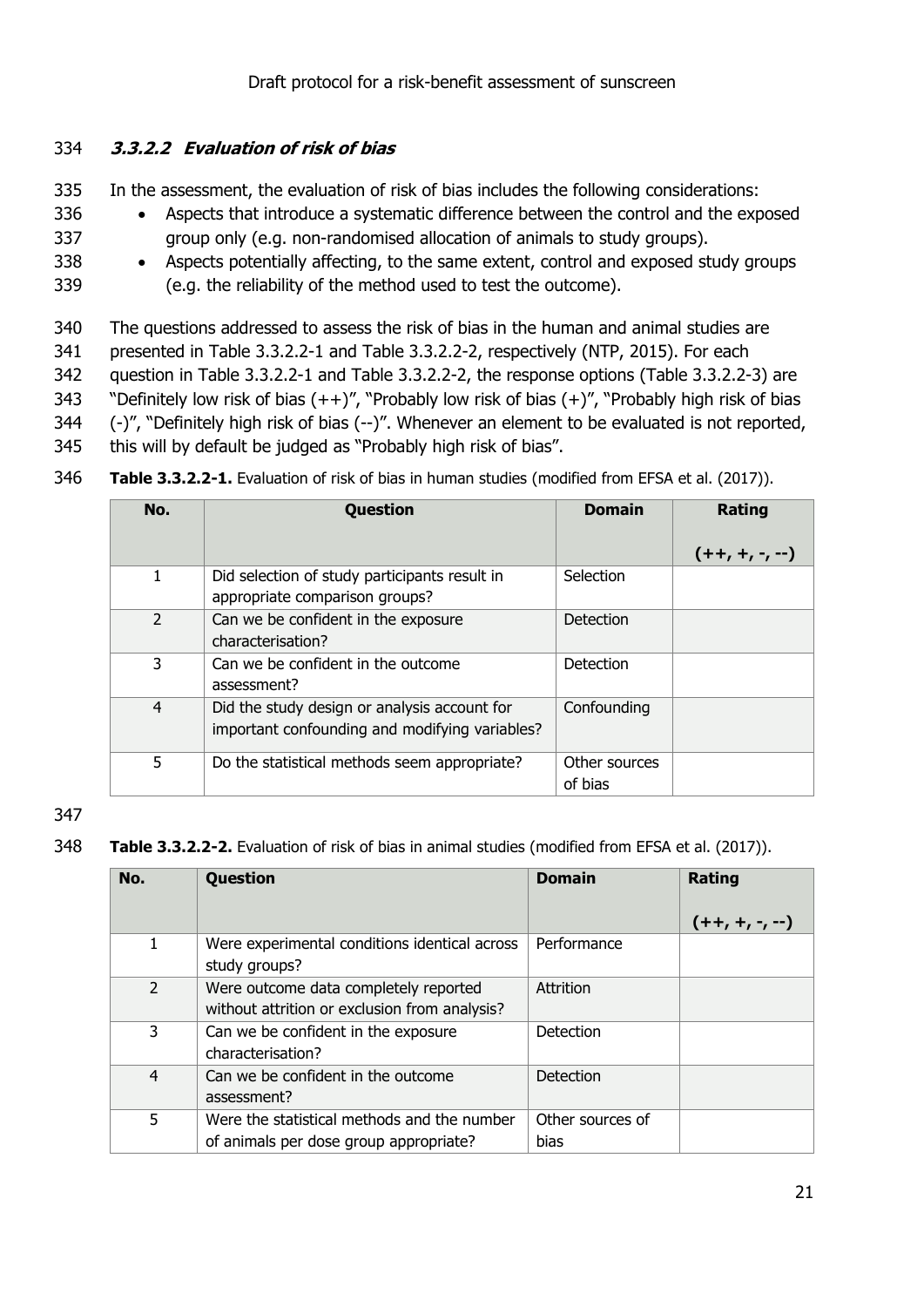#### *3.3.2.2 Evaluation of risk of bias*

In the assessment, the evaluation of risk of bias includes the following considerations:

- Aspects that introduce a systematic difference between the control and the exposed group only (e.g. non-randomised allocation of animals to study groups).
- Aspects potentially affecting, to the same extent, control and exposed study groups (e.g. the reliability of the method used to test the outcome).

The questions addressed to assess the risk of bias in the human and animal studies are presented in Table 3.3.2.2-1 and Table 3.3.2.2-2, respectively (NTP, 2015). For each question in Table 3.3.2.2-1 and Table 3.3.2.2-2, the response options (Table 3.3.2.2-3) are "Definitely low risk of bias (++)", "Probably low risk of bias (+)", "Probably high risk of bias (-)", "Definitely high risk of bias (--)". Whenever an element to be evaluated is not reported, this will by default be judged as "Probably high risk of bias".

**Table 3.3.2.2-1.** Evaluation of risk of bias in human studies (modified from EFSA et al. (2017)).

| No. | Question | Domain | Rating (++, +, -, --) |
|---|---|---|---|
| 1 | Did selection of study participants result in appropriate comparison groups? | Selection | |
| 2 | Can we be confident in the exposure characterisation? | Detection | |
| 3 | Can we be confident in the outcome assessment? | Detection | |
| 4 | Did the study design or analysis account for important confounding and modifying variables? | Confounding | |
| 5 | Do the statistical methods seem appropriate? | Other sources of bias | |

**Table 3.3.2.2-2.** Evaluation of risk of bias in animal studies (modified from EFSA et al. (2017)).

| No. | Question | Domain | Rating (++, +, -, --) |
|---|---|---|---|
| 1 | Were experimental conditions identical across study groups? | Performance | |
| 2 | Were outcome data completely reported without attrition or exclusion from analysis? | Attrition | |
| 3 | Can we be confident in the exposure characterisation? | Detection | |
| 4 | Can we be confident in the outcome assessment? | Detection | |
| 5 | Were the statistical methods and the number of animals per dose group appropriate? | Other sources of bias | |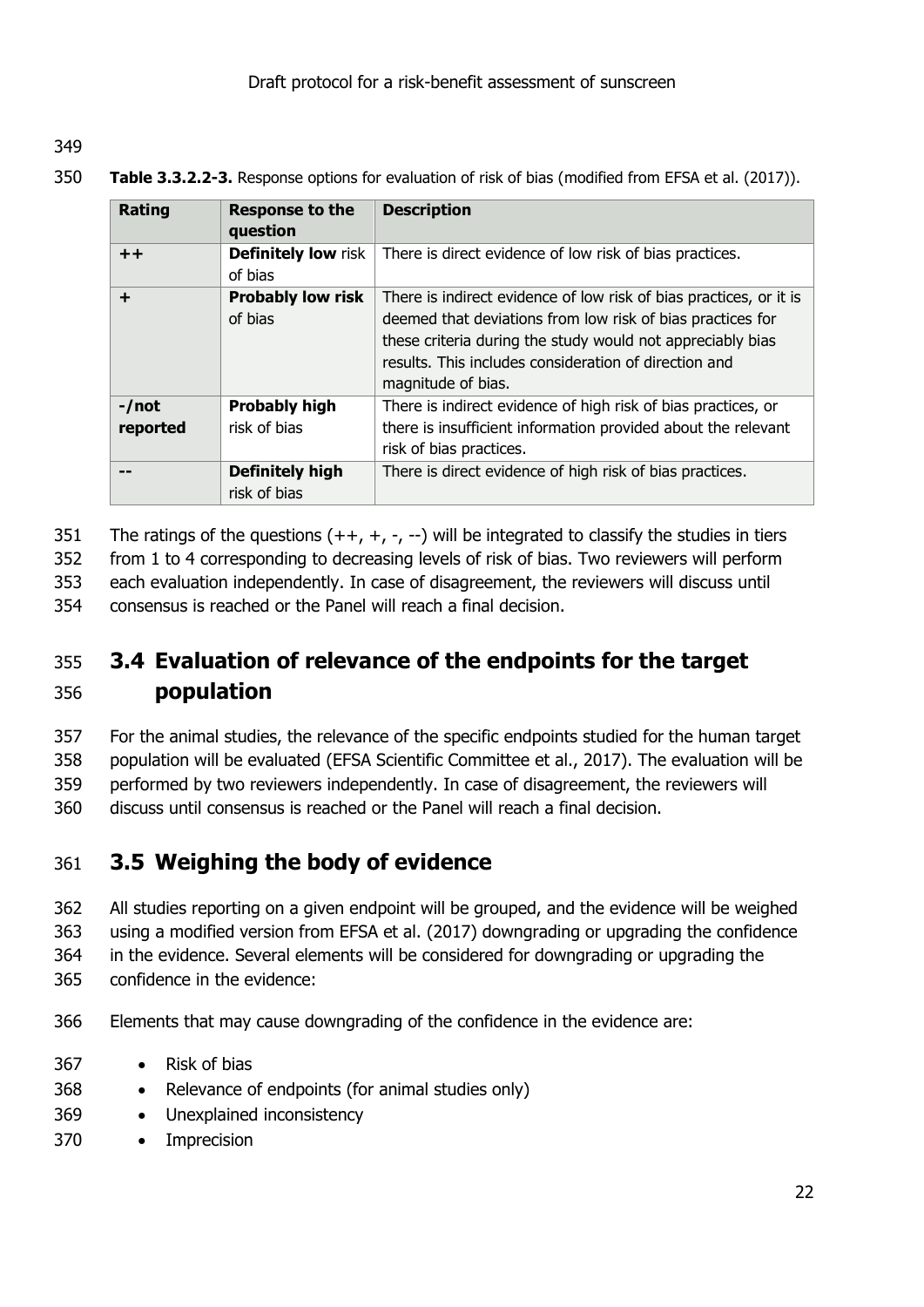**Table 3.3.2.2-3.** Response options for evaluation of risk of bias (modified from EFSA et al. (2017)).

| Rating | Response to the question | Description |
| --- | --- | --- |
| **++** | **Definitely low** risk of bias | There is direct evidence of low risk of bias practices. |
| **+** | **Probably low risk** of bias | There is indirect evidence of low risk of bias practices, or it is deemed that deviations from low risk of bias practices for these criteria during the study would not appreciably bias results. This includes consideration of direction and magnitude of bias. |
| **-/not reported** | **Probably high** risk of bias | There is indirect evidence of high risk of bias practices, or there is insufficient information provided about the relevant risk of bias practices. |
| **--** | **Definitely high** risk of bias | There is direct evidence of high risk of bias practices. |

The ratings of the questions (++, +, -, --) will be integrated to classify the studies in tiers from 1 to 4 corresponding to decreasing levels of risk of bias. Two reviewers will perform each evaluation independently. In case of disagreement, the reviewers will discuss until consensus is reached or the Panel will reach a final decision.

## 3.4 Evaluation of relevance of the endpoints for the target population

For the animal studies, the relevance of the specific endpoints studied for the human target population will be evaluated (EFSA Scientific Committee et al., 2017). The evaluation will be performed by two reviewers independently. In case of disagreement, the reviewers will discuss until consensus is reached or the Panel will reach a final decision.

## 3.5 Weighing the body of evidence

All studies reporting on a given endpoint will be grouped, and the evidence will be weighed using a modified version from EFSA et al. (2017) downgrading or upgrading the confidence in the evidence. Several elements will be considered for downgrading or upgrading the confidence in the evidence:

Elements that may cause downgrading of the confidence in the evidence are:

- Risk of bias
- Relevance of endpoints (for animal studies only)
- Unexplained inconsistency
- Imprecision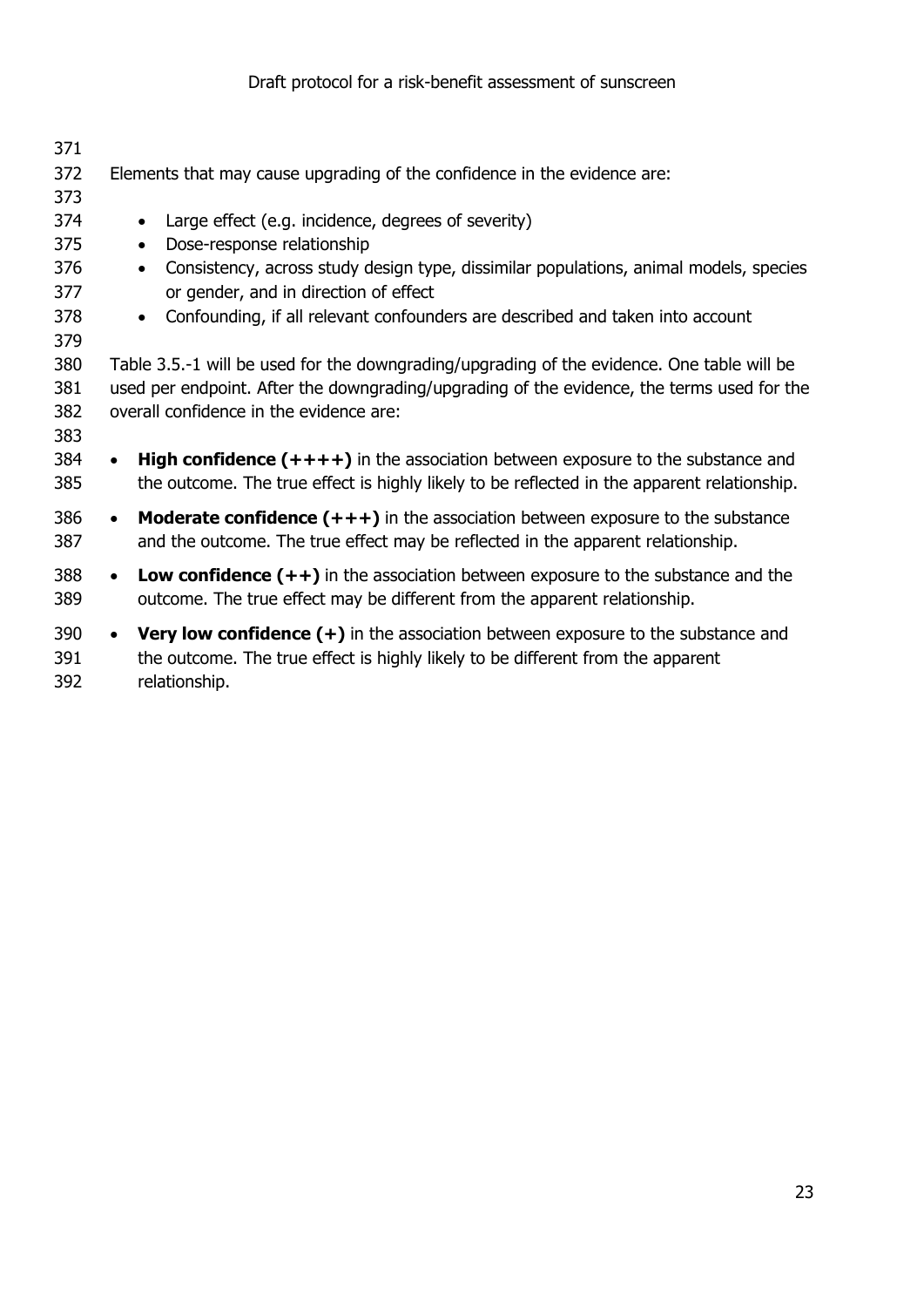Elements that may cause upgrading of the confidence in the evidence are:

- Large effect (e.g. incidence, degrees of severity)
- Dose-response relationship
- Consistency, across study design type, dissimilar populations, animal models, species or gender, and in direction of effect
- Confounding, if all relevant confounders are described and taken into account

Table 3.5.-1 will be used for the downgrading/upgrading of the evidence. One table will be used per endpoint. After the downgrading/upgrading of the evidence, the terms used for the overall confidence in the evidence are:

- **High confidence (++++)** in the association between exposure to the substance and the outcome. The true effect is highly likely to be reflected in the apparent relationship.
- **Moderate confidence (+++)** in the association between exposure to the substance and the outcome. The true effect may be reflected in the apparent relationship.
- **Low confidence (++)** in the association between exposure to the substance and the outcome. The true effect may be different from the apparent relationship.
- **Very low confidence (+)** in the association between exposure to the substance and the outcome. The true effect is highly likely to be different from the apparent relationship.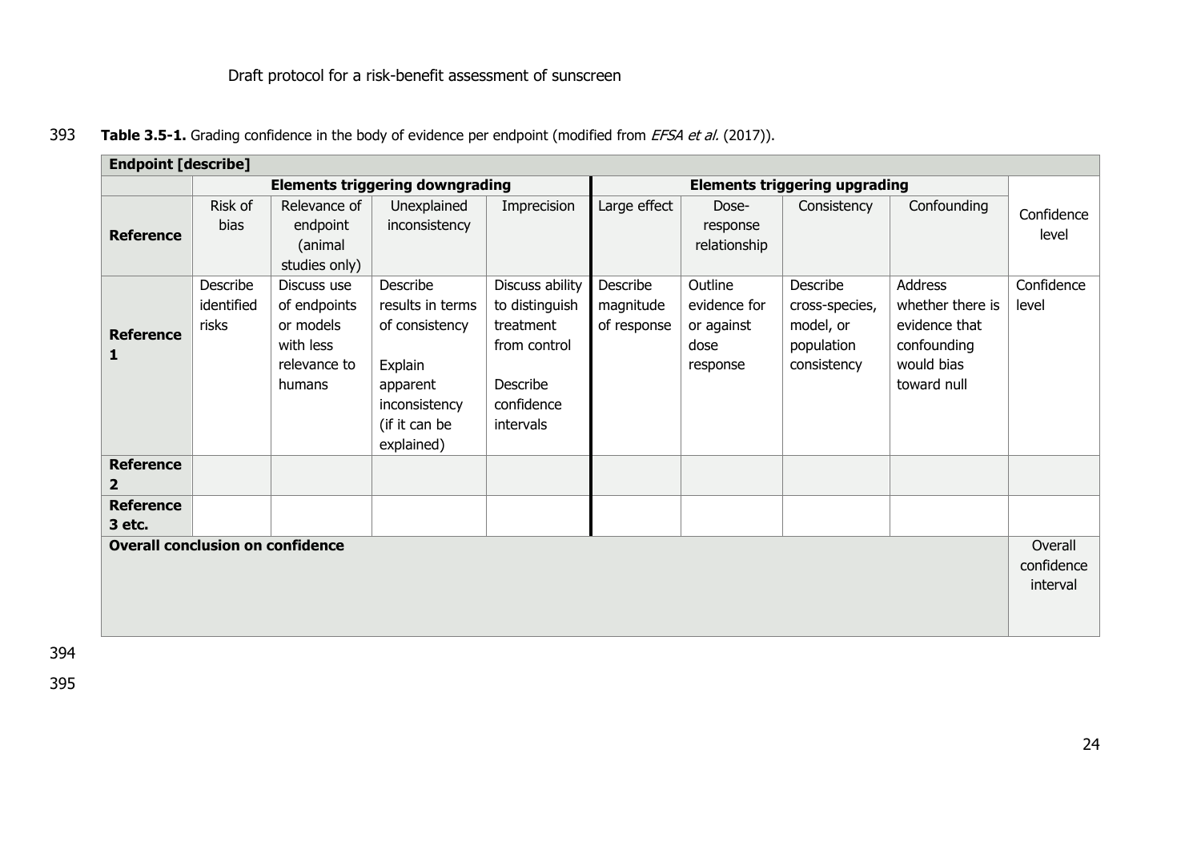**Table 3.5-1.** Grading confidence in the body of evidence per endpoint (modified from *EFSA et al.* (2017)).

| **Endpoint [describe]** | | | | | | | | | |
|---|---|---|---|---|---|---|---|---|---|
| | **Elements triggering downgrading** | | | | **Elements triggering upgrading** | | | | |
| **Reference** | Risk of bias | Relevance of endpoint (animal studies only) | Unexplained inconsistency | Imprecision | Large effect | Dose-response relationship | Consistency | Confounding | Confidence level |
| **Reference 1** | Describe identified risks | Discuss use of endpoints or models with less relevance to humans | Describe results in terms of consistency<br><br>Explain apparent inconsistency (if it can be explained) | Discuss ability to distinguish treatment from control<br><br>Describe confidence intervals | Describe magnitude of response | Outline evidence for or against dose response | Describe cross-species, model, or population consistency | Address whether there is evidence that confounding would bias toward null | Confidence level |
| **Reference 2** | | | | | | | | | |
| **Reference 3 etc.** | | | | | | | | | |
| **Overall conclusion on confidence** | | | | | | | | | Overall confidence interval |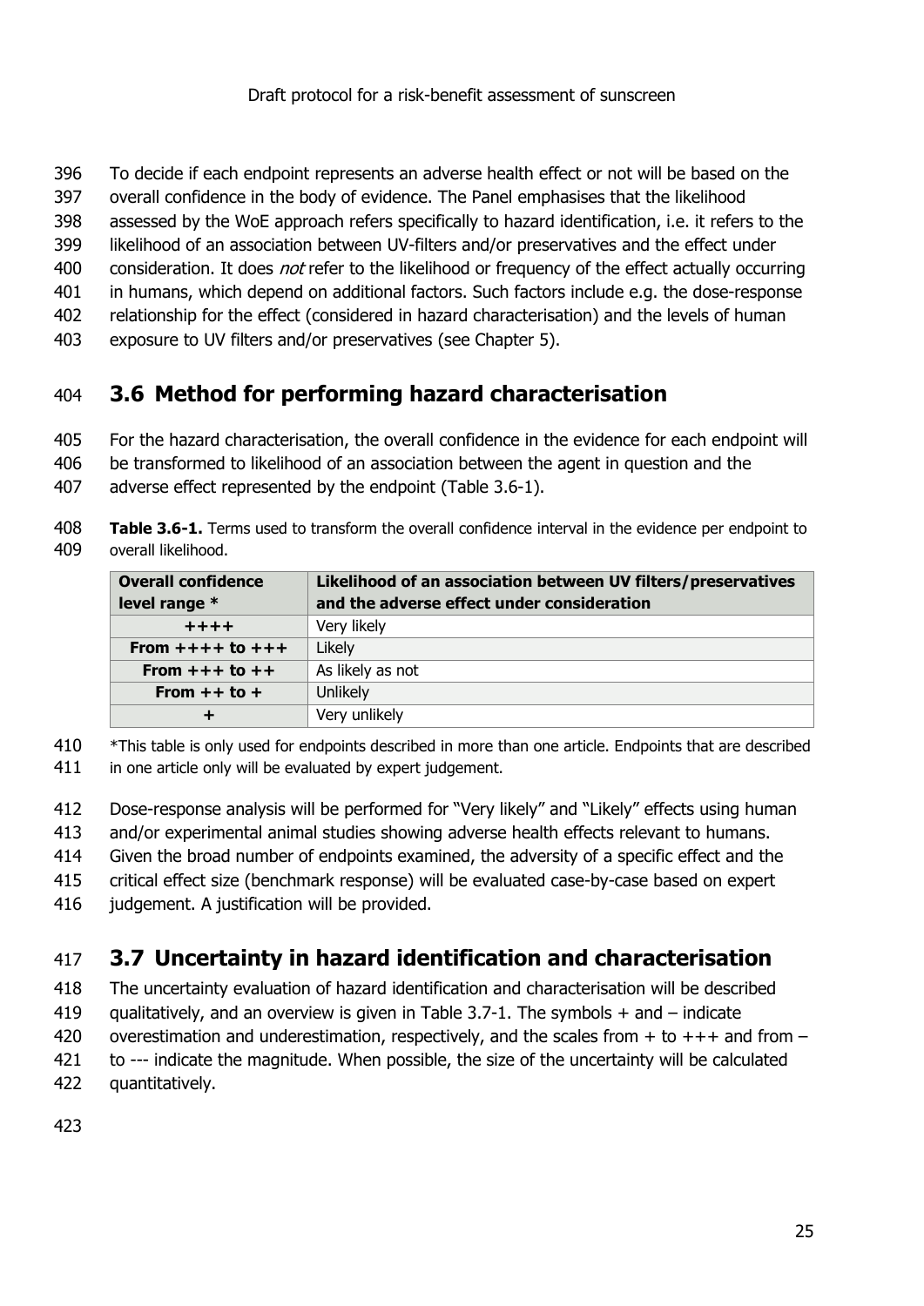To decide if each endpoint represents an adverse health effect or not will be based on the overall confidence in the body of evidence. The Panel emphasises that the likelihood assessed by the WoE approach refers specifically to hazard identification, i.e. it refers to the likelihood of an association between UV-filters and/or preservatives and the effect under consideration. It does *not* refer to the likelihood or frequency of the effect actually occurring in humans, which depend on additional factors. Such factors include e.g. the dose-response relationship for the effect (considered in hazard characterisation) and the levels of human exposure to UV filters and/or preservatives (see Chapter 5).

## 3.6 Method for performing hazard characterisation

For the hazard characterisation, the overall confidence in the evidence for each endpoint will be transformed to likelihood of an association between the agent in question and the adverse effect represented by the endpoint (Table 3.6-1).

**Table 3.6-1.** Terms used to transform the overall confidence interval in the evidence per endpoint to overall likelihood.

| Overall confidence level range * | Likelihood of an association between UV filters/preservatives and the adverse effect under consideration |
|---|---|
| ++++ | Very likely |
| From ++++ to +++ | Likely |
| From +++ to ++ | As likely as not |
| From ++ to + | Unlikely |
| + | Very unlikely |

*This table is only used for endpoints described in more than one article. Endpoints that are described in one article only will be evaluated by expert judgement.

Dose-response analysis will be performed for "Very likely" and "Likely" effects using human and/or experimental animal studies showing adverse health effects relevant to humans. Given the broad number of endpoints examined, the adversity of a specific effect and the critical effect size (benchmark response) will be evaluated case-by-case based on expert judgement. A justification will be provided.

## 3.7 Uncertainty in hazard identification and characterisation

The uncertainty evaluation of hazard identification and characterisation will be described qualitatively, and an overview is given in Table 3.7-1. The symbols + and – indicate overestimation and underestimation, respectively, and the scales from + to +++ and from – to --- indicate the magnitude. When possible, the size of the uncertainty will be calculated quantitatively.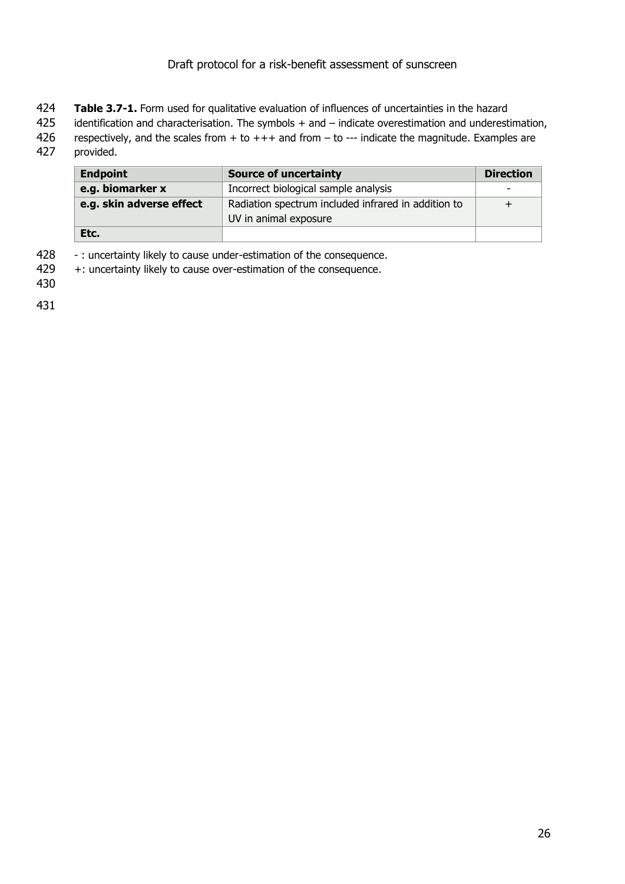**Table 3.7-1.** Form used for qualitative evaluation of influences of uncertainties in the hazard identification and characterisation. The symbols + and – indicate overestimation and underestimation, respectively, and the scales from + to +++ and from – to --- indicate the magnitude. Examples are provided.

| Endpoint | Source of uncertainty | Direction |
|---|---|---|
| **e.g. biomarker x** | Incorrect biological sample analysis | - |
| **e.g. skin adverse effect** | Radiation spectrum included infrared in addition to UV in animal exposure | + |
| **Etc.** | | |

- : uncertainty likely to cause under-estimation of the consequence.
+: uncertainty likely to cause over-estimation of the consequence.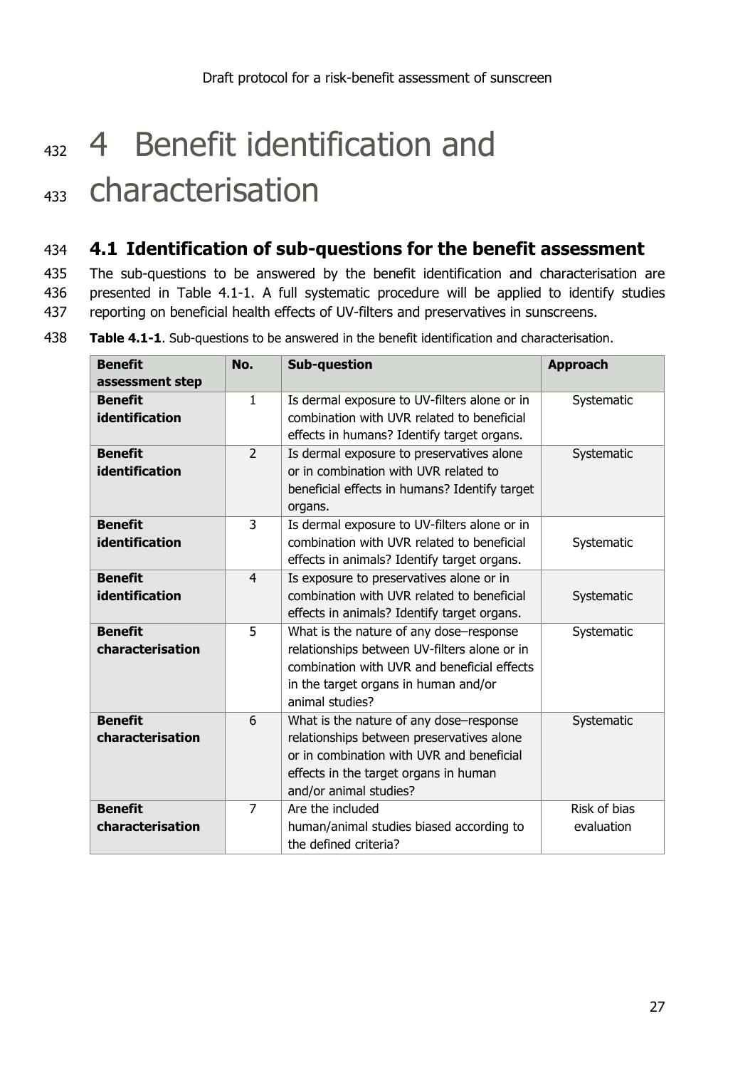# 4 Benefit identification and characterisation

## 4.1 Identification of sub-questions for the benefit assessment

The sub-questions to be answered by the benefit identification and characterisation are presented in Table 4.1-1. A full systematic procedure will be applied to identify studies reporting on beneficial health effects of UV-filters and preservatives in sunscreens.

**Table 4.1-1**. Sub-questions to be answered in the benefit identification and characterisation.

| Benefit assessment step | No. | Sub-question | Approach |
|---|---|---|---|
| **Benefit identification** | 1 | Is dermal exposure to UV-filters alone or in combination with UVR related to beneficial effects in humans? Identify target organs. | Systematic |
| **Benefit identification** | 2 | Is dermal exposure to preservatives alone or in combination with UVR related to beneficial effects in humans? Identify target organs. | Systematic |
| **Benefit identification** | 3 | Is dermal exposure to UV-filters alone or in combination with UVR related to beneficial effects in animals? Identify target organs. | Systematic |
| **Benefit identification** | 4 | Is exposure to preservatives alone or in combination with UVR related to beneficial effects in animals? Identify target organs. | Systematic |
| **Benefit characterisation** | 5 | What is the nature of any dose–response relationships between UV-filters alone or in combination with UVR and beneficial effects in the target organs in human and/or animal studies? | Systematic |
| **Benefit characterisation** | 6 | What is the nature of any dose–response relationships between preservatives alone or in combination with UVR and beneficial effects in the target organs in human and/or animal studies? | Systematic |
| **Benefit characterisation** | 7 | Are the included human/animal studies biased according to the defined criteria? | Risk of bias evaluation |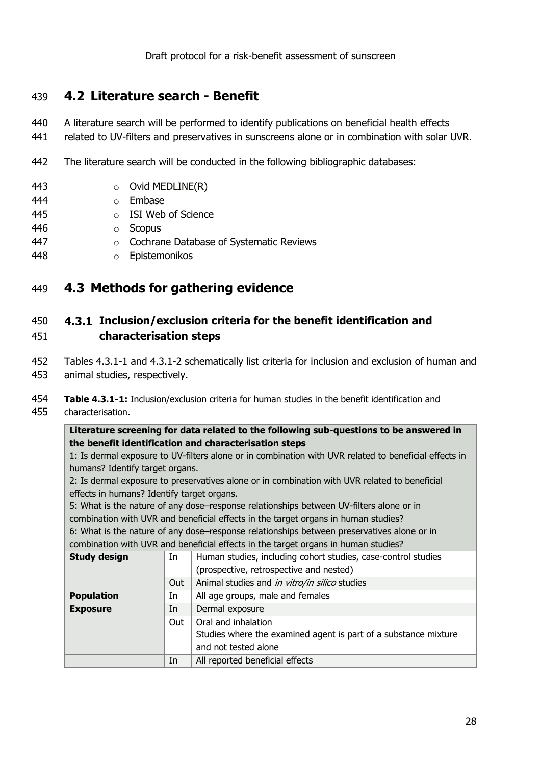## 4.2 Literature search - Benefit

A literature search will be performed to identify publications on beneficial health effects related to UV-filters and preservatives in sunscreens alone or in combination with solar UVR.

The literature search will be conducted in the following bibliographic databases:

- Ovid MEDLINE(R)
- Embase
- ISI Web of Science
- Scopus
- Cochrane Database of Systematic Reviews
- Epistemonikos

## 4.3 Methods for gathering evidence

### 4.3.1 Inclusion/exclusion criteria for the benefit identification and characterisation steps

Tables 4.3.1-1 and 4.3.1-2 schematically list criteria for inclusion and exclusion of human and animal studies, respectively.

**Table 4.3.1-1:** Inclusion/exclusion criteria for human studies in the benefit identification and characterisation.

| **Literature screening for data related to the following sub-questions to be answered in the benefit identification and characterisation steps**<br>1: Is dermal exposure to UV-filters alone or in combination with UVR related to beneficial effects in humans? Identify target organs.<br>2: Is dermal exposure to preservatives alone or in combination with UVR related to beneficial effects in humans? Identify target organs.<br>5: What is the nature of any dose–response relationships between UV-filters alone or in combination with UVR and beneficial effects in the target organs in human studies?<br>6: What is the nature of any dose–response relationships between preservatives alone or in combination with UVR and beneficial effects in the target organs in human studies? | | |
|---|---|---|
| **Study design** | In | Human studies, including cohort studies, case-control studies (prospective, retrospective and nested) |
| | Out | Animal studies and *in vitro/in silico* studies |
| **Population** | In | All age groups, male and females |
| **Exposure** | In | Dermal exposure |
| | Out | Oral and inhalation<br>Studies where the examined agent is part of a substance mixture and not tested alone |
| | In | All reported beneficial effects |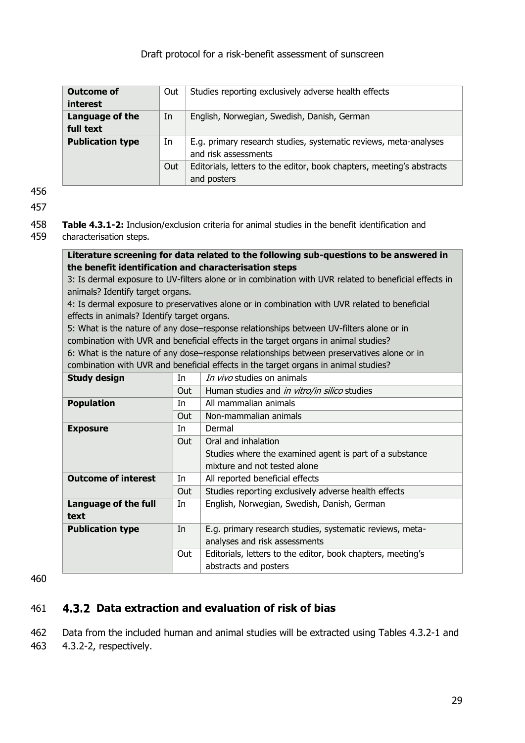| Outcome of interest | Out | Studies reporting exclusively adverse health effects |
|---|---|---|
| Language of the full text | In | English, Norwegian, Swedish, Danish, German |
| Publication type | In | E.g. primary research studies, systematic reviews, meta-analyses and risk assessments |
| | Out | Editorials, letters to the editor, book chapters, meeting's abstracts and posters |

**Table 4.3.1-2:** Inclusion/exclusion criteria for animal studies in the benefit identification and characterisation steps.

| **Literature screening for data related to the following sub-questions to be answered in the benefit identification and characterisation steps**<br>3: Is dermal exposure to UV-filters alone or in combination with UVR related to beneficial effects in animals? Identify target organs.<br>4: Is dermal exposure to preservatives alone or in combination with UVR related to beneficial effects in animals? Identify target organs.<br>5: What is the nature of any dose–response relationships between UV-filters alone or in combination with UVR and beneficial effects in the target organs in animal studies?<br>6: What is the nature of any dose–response relationships between preservatives alone or in combination with UVR and beneficial effects in the target organs in animal studies? | | |
|---|---|---|
| **Study design** | In | *In vivo* studies on animals |
| | Out | Human studies and *in vitro/in silico* studies |
| **Population** | In | All mammalian animals |
| | Out | Non-mammalian animals |
| **Exposure** | In | Dermal |
| | Out | Oral and inhalation<br>Studies where the examined agent is part of a substance mixture and not tested alone |
| **Outcome of interest** | In | All reported beneficial effects |
| | Out | Studies reporting exclusively adverse health effects |
| **Language of the full text** | In | English, Norwegian, Swedish, Danish, German |
| **Publication type** | In | E.g. primary research studies, systematic reviews, meta-analyses and risk assessments |
| | Out | Editorials, letters to the editor, book chapters, meeting's abstracts and posters |

### 4.3.2 Data extraction and evaluation of risk of bias

Data from the included human and animal studies will be extracted using Tables 4.3.2-1 and 4.3.2-2, respectively.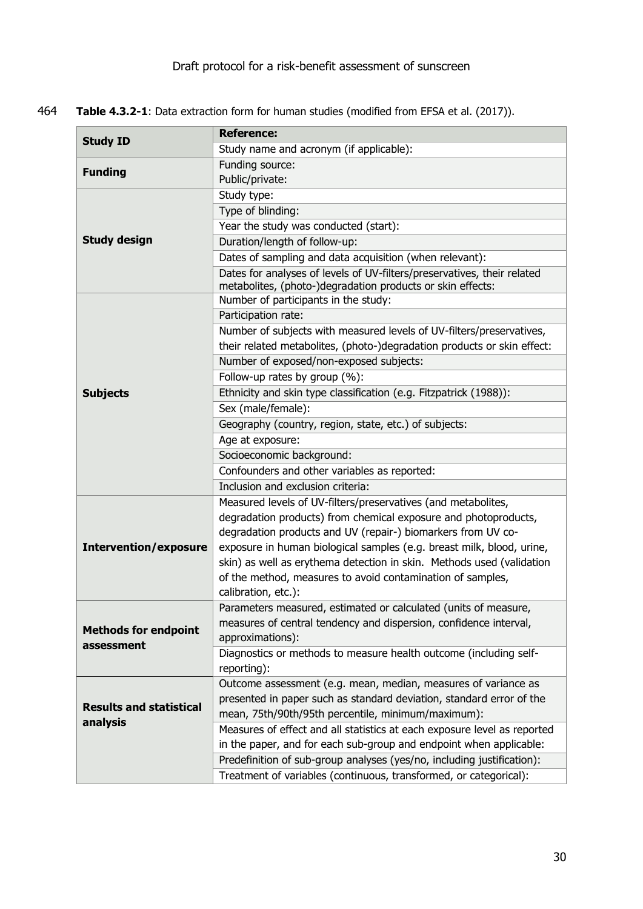464 **Table 4.3.2-1**: Data extraction form for human studies (modified from EFSA et al. (2017)).

| | |
|---|---|
| **Study ID** | **Reference:** |
| | Study name and acronym (if applicable): |
| **Funding** | Funding source:<br>Public/private: |
| **Study design** | Study type: |
| | Type of blinding: |
| | Year the study was conducted (start): |
| | Duration/length of follow-up: |
| | Dates of sampling and data acquisition (when relevant): |
| | Dates for analyses of levels of UV-filters/preservatives, their related metabolites, (photo-)degradation products or skin effects: |
| **Subjects** | Number of participants in the study: |
| | Participation rate: |
| | Number of subjects with measured levels of UV-filters/preservatives, their related metabolites, (photo-)degradation products or skin effect: |
| | Number of exposed/non-exposed subjects: |
| | Follow-up rates by group (%): |
| | Ethnicity and skin type classification (e.g. Fitzpatrick (1988)): |
| | Sex (male/female): |
| | Geography (country, region, state, etc.) of subjects: |
| | Age at exposure: |
| | Socioeconomic background: |
| | Confounders and other variables as reported: |
| | Inclusion and exclusion criteria: |
| **Intervention/exposure** | Measured levels of UV-filters/preservatives (and metabolites, degradation products) from chemical exposure and photoproducts, degradation products and UV (repair-) biomarkers from UV co-exposure in human biological samples (e.g. breast milk, blood, urine, skin) as well as erythema detection in skin. Methods used (validation of the method, measures to avoid contamination of samples, calibration, etc.): |
| **Methods for endpoint assessment** | Parameters measured, estimated or calculated (units of measure, measures of central tendency and dispersion, confidence interval, approximations): |
| | Diagnostics or methods to measure health outcome (including self-reporting): |
| **Results and statistical analysis** | Outcome assessment (e.g. mean, median, measures of variance as presented in paper such as standard deviation, standard error of the mean, 75th/90th/95th percentile, minimum/maximum): |
| | Measures of effect and all statistics at each exposure level as reported in the paper, and for each sub-group and endpoint when applicable: |
| | Predefinition of sub-group analyses (yes/no, including justification): |
| | Treatment of variables (continuous, transformed, or categorical): |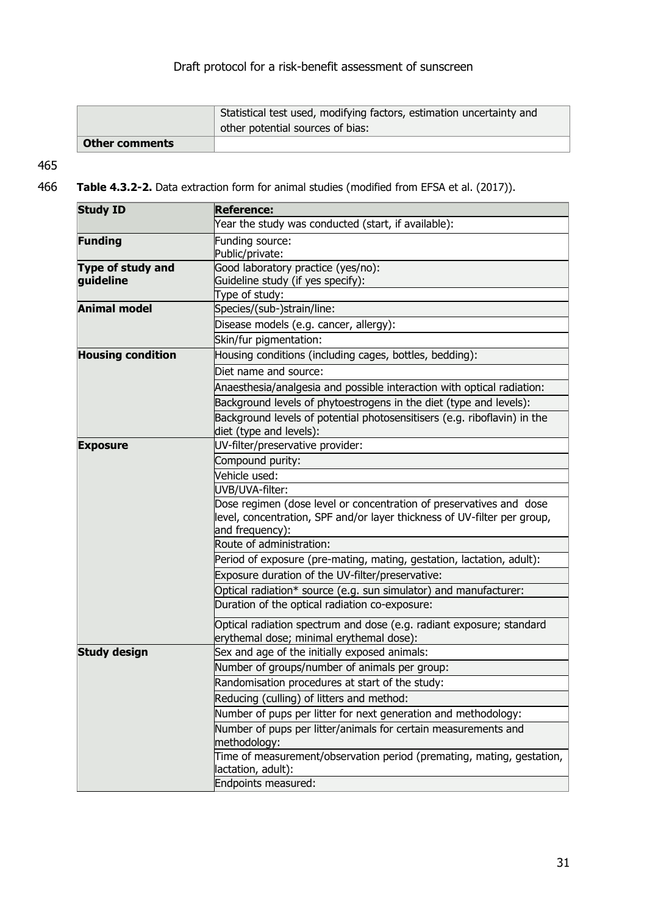| | Statistical test used, modifying factors, estimation uncertainty and other potential sources of bias: |
|---|---|
| **Other comments** | |

465

466 **Table 4.3.2-2.** Data extraction form for animal studies (modified from EFSA et al. (2017)).

| **Study ID** | **Reference:** |
|---|---|
| | Year the study was conducted (start, if available): |
| **Funding** | Funding source:<br>Public/private: |
| **Type of study and guideline** | Good laboratory practice (yes/no):<br>Guideline study (if yes specify): |
| | Type of study: |
| **Animal model** | Species/(sub-)strain/line: |
| | Disease models (e.g. cancer, allergy): |
| | Skin/fur pigmentation: |
| **Housing condition** | Housing conditions (including cages, bottles, bedding): |
| | Diet name and source: |
| | Anaesthesia/analgesia and possible interaction with optical radiation: |
| | Background levels of phytoestrogens in the diet (type and levels): |
| | Background levels of potential photosensitisers (e.g. riboflavin) in the diet (type and levels): |
| **Exposure** | UV-filter/preservative provider: |
| | Compound purity: |
| | Vehicle used: |
| | UVB/UVA-filter: |
| | Dose regimen (dose level or concentration of preservatives and dose level, concentration, SPF and/or layer thickness of UV-filter per group, and frequency): |
| | Route of administration: |
| | Period of exposure (pre-mating, mating, gestation, lactation, adult): |
| | Exposure duration of the UV-filter/preservative: |
| | Optical radiation* source (e.g. sun simulator) and manufacturer: |
| | Duration of the optical radiation co-exposure: |
| | Optical radiation spectrum and dose (e.g. radiant exposure; standard erythemal dose; minimal erythemal dose): |
| **Study design** | Sex and age of the initially exposed animals: |
| | Number of groups/number of animals per group: |
| | Randomisation procedures at start of the study: |
| | Reducing (culling) of litters and method: |
| | Number of pups per litter for next generation and methodology: |
| | Number of pups per litter/animals for certain measurements and methodology: |
| | Time of measurement/observation period (premating, mating, gestation, lactation, adult): |
| | Endpoints measured: |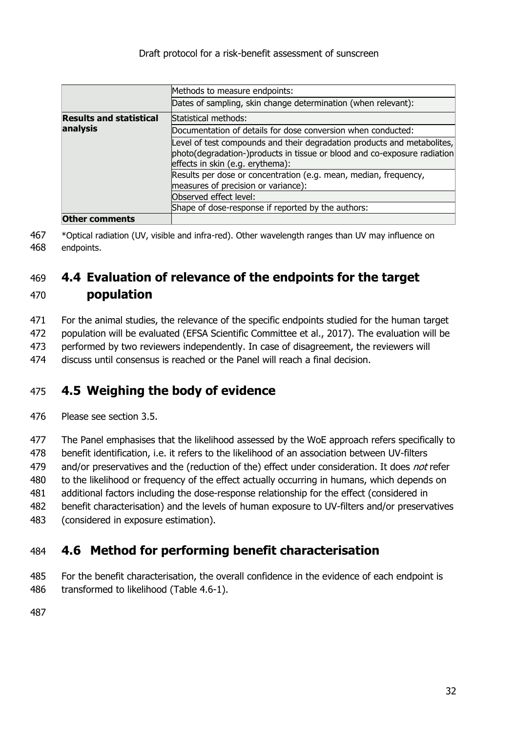| | |
|---|---|
| | Methods to measure endpoints: |
| | Dates of sampling, skin change determination (when relevant): |
| **Results and statistical analysis** | Statistical methods: |
| | Documentation of details for dose conversion when conducted: |
| | Level of test compounds and their degradation products and metabolites, photo(degradation-)products in tissue or blood and co-exposure radiation effects in skin (e.g. erythema): |
| | Results per dose or concentration (e.g. mean, median, frequency, measures of precision or variance): |
| | Observed effect level: |
| | Shape of dose-response if reported by the authors: |
| **Other comments** | |

*Optical radiation (UV, visible and infra-red). Other wavelength ranges than UV may influence on endpoints.

## 4.4 Evaluation of relevance of the endpoints for the target population

For the animal studies, the relevance of the specific endpoints studied for the human target population will be evaluated (EFSA Scientific Committee et al., 2017). The evaluation will be performed by two reviewers independently. In case of disagreement, the reviewers will discuss until consensus is reached or the Panel will reach a final decision.

## 4.5 Weighing the body of evidence

Please see section 3.5.

The Panel emphasises that the likelihood assessed by the WoE approach refers specifically to benefit identification, i.e. it refers to the likelihood of an association between UV-filters and/or preservatives and the (reduction of the) effect under consideration. It does *not* refer to the likelihood or frequency of the effect actually occurring in humans, which depends on additional factors including the dose-response relationship for the effect (considered in benefit characterisation) and the levels of human exposure to UV-filters and/or preservatives (considered in exposure estimation).

## 4.6 Method for performing benefit characterisation

For the benefit characterisation, the overall confidence in the evidence of each endpoint is transformed to likelihood (Table 4.6-1).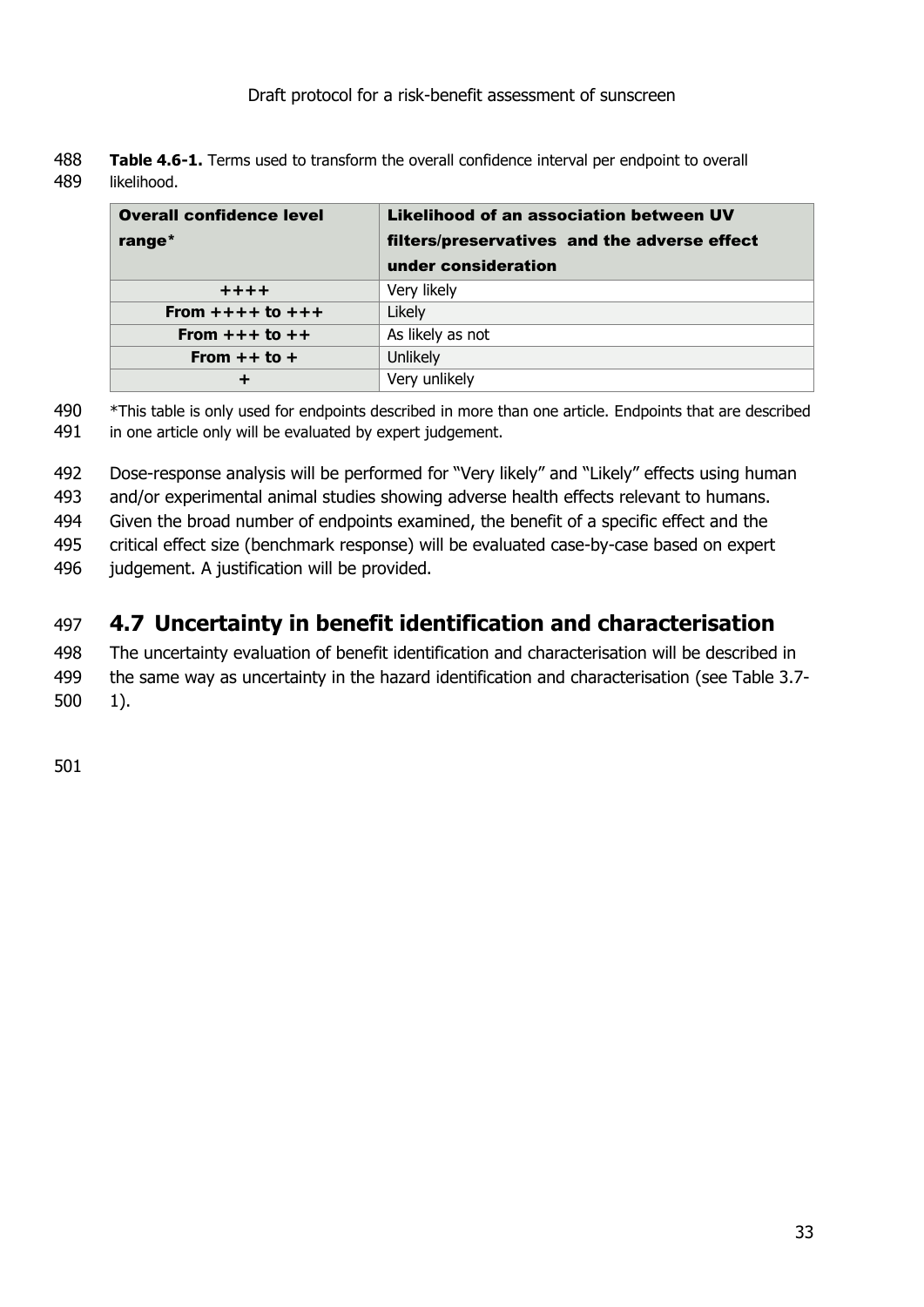**Table 4.6-1.** Terms used to transform the overall confidence interval per endpoint to overall likelihood.

| Overall confidence level range* | Likelihood of an association between UV filters/preservatives and the adverse effect under consideration |
|---|---|
| ++++ | Very likely |
| From ++++ to +++ | Likely |
| From +++ to ++ | As likely as not |
| From ++ to + | Unlikely |
| + | Very unlikely |

*This table is only used for endpoints described in more than one article. Endpoints that are described in one article only will be evaluated by expert judgement.

Dose-response analysis will be performed for "Very likely" and "Likely" effects using human and/or experimental animal studies showing adverse health effects relevant to humans. Given the broad number of endpoints examined, the benefit of a specific effect and the critical effect size (benchmark response) will be evaluated case-by-case based on expert judgement. A justification will be provided.

## 4.7 Uncertainty in benefit identification and characterisation

The uncertainty evaluation of benefit identification and characterisation will be described in the same way as uncertainty in the hazard identification and characterisation (see Table 3.7-1).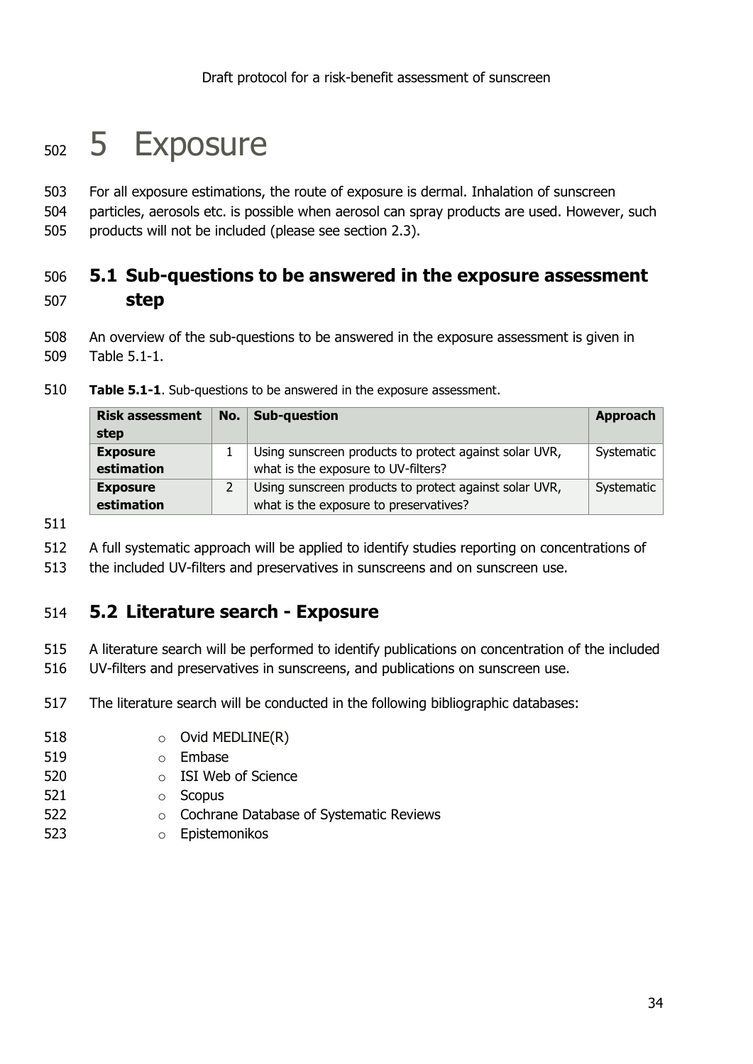# 5 Exposure

For all exposure estimations, the route of exposure is dermal. Inhalation of sunscreen particles, aerosols etc. is possible when aerosol can spray products are used. However, such products will not be included (please see section 2.3).

## 5.1 Sub-questions to be answered in the exposure assessment step

An overview of the sub-questions to be answered in the exposure assessment is given in Table 5.1-1.

**Table 5.1-1**. Sub-questions to be answered in the exposure assessment.

| Risk assessment step | No. | Sub-question | Approach |
|---|---|---|---|
| **Exposure estimation** | 1 | Using sunscreen products to protect against solar UVR, what is the exposure to UV-filters? | Systematic |
| **Exposure estimation** | 2 | Using sunscreen products to protect against solar UVR, what is the exposure to preservatives? | Systematic |

A full systematic approach will be applied to identify studies reporting on concentrations of the included UV-filters and preservatives in sunscreens and on sunscreen use.

## 5.2 Literature search - Exposure

A literature search will be performed to identify publications on concentration of the included UV-filters and preservatives in sunscreens, and publications on sunscreen use.

The literature search will be conducted in the following bibliographic databases:

- Ovid MEDLINE(R)
- Embase
- ISI Web of Science
- Scopus
- Cochrane Database of Systematic Reviews
- Epistemonikos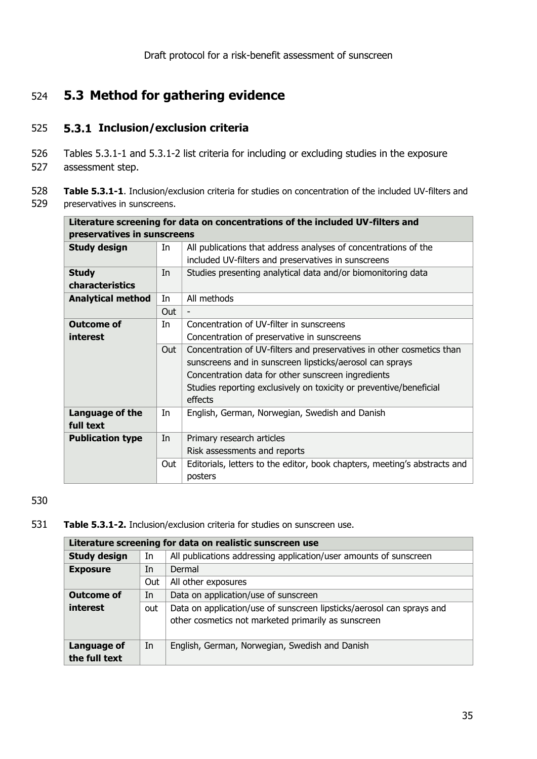## 5.3 Method for gathering evidence

### 5.3.1 Inclusion/exclusion criteria

Tables 5.3.1-1 and 5.3.1-2 list criteria for including or excluding studies in the exposure assessment step.

**Table 5.3.1-1**. Inclusion/exclusion criteria for studies on concentration of the included UV-filters and preservatives in sunscreens.

| Literature screening for data on concentrations of the included UV-filters and preservatives in sunscreens | | |
|---|---|---|
| **Study design** | In | All publications that address analyses of concentrations of the included UV-filters and preservatives in sunscreens |
| **Study characteristics** | In | Studies presenting analytical data and/or biomonitoring data |
| **Analytical method** | In | All methods |
| | Out | - |
| **Outcome of interest** | In | Concentration of UV-filter in sunscreens<br>Concentration of preservative in sunscreens |
| | Out | Concentration of UV-filters and preservatives in other cosmetics than sunscreens and in sunscreen lipsticks/aerosol can sprays<br>Concentration data for other sunscreen ingredients<br>Studies reporting exclusively on toxicity or preventive/beneficial effects |
| **Language of the full text** | In | English, German, Norwegian, Swedish and Danish |
| **Publication type** | In | Primary research articles<br>Risk assessments and reports |
| | Out | Editorials, letters to the editor, book chapters, meeting's abstracts and posters |

**Table 5.3.1-2.** Inclusion/exclusion criteria for studies on sunscreen use.

| Literature screening for data on realistic sunscreen use | | |
|---|---|---|
| **Study design** | In | All publications addressing application/user amounts of sunscreen |
| **Exposure** | In | Dermal |
| | Out | All other exposures |
| **Outcome of interest** | In | Data on application/use of sunscreen |
| | out | Data on application/use of sunscreen lipsticks/aerosol can sprays and other cosmetics not marketed primarily as sunscreen |
| **Language of the full text** | In | English, German, Norwegian, Swedish and Danish |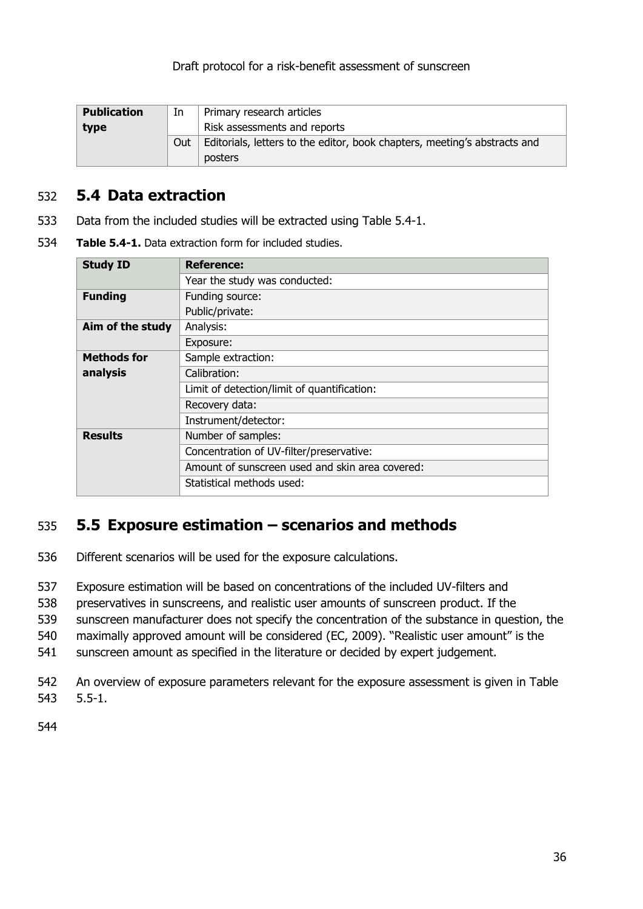| Publication type | In | Primary research articles<br>Risk assessments and reports |
|---|---|---|
| | Out | Editorials, letters to the editor, book chapters, meeting's abstracts and posters |

## 5.4 Data extraction

Data from the included studies will be extracted using Table 5.4-1.

**Table 5.4-1.** Data extraction form for included studies.

| Study ID | Reference: |
|---|---|
| | Year the study was conducted: |
| **Funding** | Funding source:<br>Public/private: |
| **Aim of the study** | Analysis: |
| | Exposure: |
| **Methods for analysis** | Sample extraction: |
| | Calibration: |
| | Limit of detection/limit of quantification: |
| | Recovery data: |
| | Instrument/detector: |
| **Results** | Number of samples: |
| | Concentration of UV-filter/preservative: |
| | Amount of sunscreen used and skin area covered: |
| | Statistical methods used: |

## 5.5 Exposure estimation – scenarios and methods

Different scenarios will be used for the exposure calculations.

Exposure estimation will be based on concentrations of the included UV-filters and preservatives in sunscreens, and realistic user amounts of sunscreen product. If the sunscreen manufacturer does not specify the concentration of the substance in question, the maximally approved amount will be considered (EC, 2009). "Realistic user amount" is the sunscreen amount as specified in the literature or decided by expert judgement.

An overview of exposure parameters relevant for the exposure assessment is given in Table 5.5-1.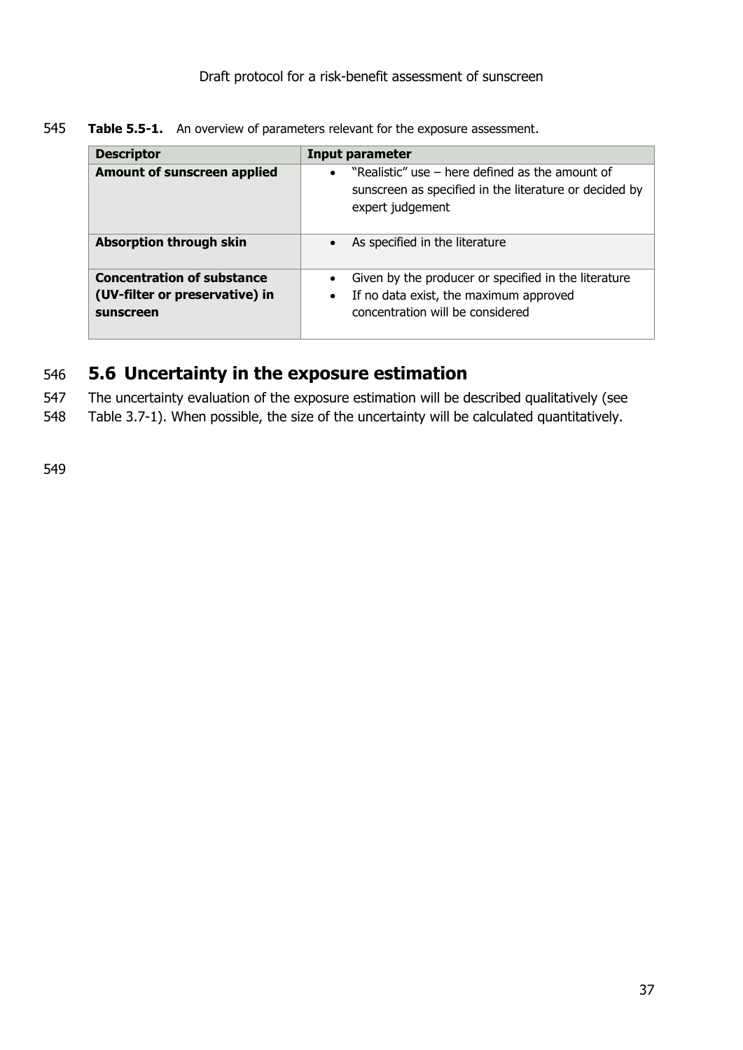**Table 5.5-1.** An overview of parameters relevant for the exposure assessment.

| Descriptor | Input parameter |
|---|---|
| **Amount of sunscreen applied** | • "Realistic" use – here defined as the amount of sunscreen as specified in the literature or decided by expert judgement |
| **Absorption through skin** | • As specified in the literature |
| **Concentration of substance (UV-filter or preservative) in sunscreen** | • Given by the producer or specified in the literature<br>• If no data exist, the maximum approved concentration will be considered |

## 5.6 Uncertainty in the exposure estimation

The uncertainty evaluation of the exposure estimation will be described qualitatively (see Table 3.7-1). When possible, the size of the uncertainty will be calculated quantitatively.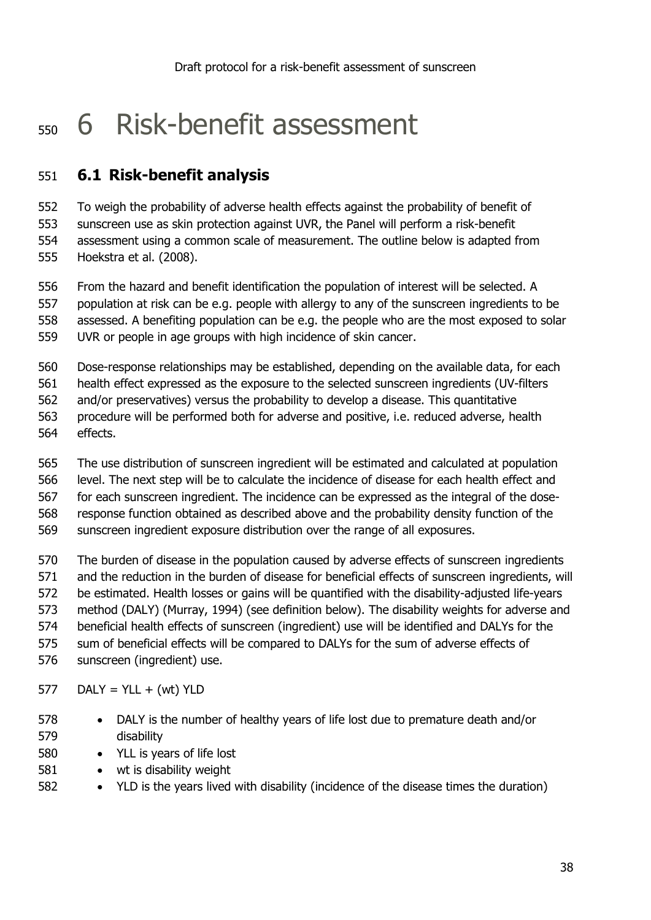# 6 Risk-benefit assessment

## 6.1 Risk-benefit analysis

To weigh the probability of adverse health effects against the probability of benefit of sunscreen use as skin protection against UVR, the Panel will perform a risk-benefit assessment using a common scale of measurement. The outline below is adapted from Hoekstra et al. (2008).

From the hazard and benefit identification the population of interest will be selected. A population at risk can be e.g. people with allergy to any of the sunscreen ingredients to be assessed. A benefiting population can be e.g. the people who are the most exposed to solar UVR or people in age groups with high incidence of skin cancer.

Dose-response relationships may be established, depending on the available data, for each health effect expressed as the exposure to the selected sunscreen ingredients (UV-filters and/or preservatives) versus the probability to develop a disease. This quantitative procedure will be performed both for adverse and positive, i.e. reduced adverse, health effects.

The use distribution of sunscreen ingredient will be estimated and calculated at population level. The next step will be to calculate the incidence of disease for each health effect and for each sunscreen ingredient. The incidence can be expressed as the integral of the dose-response function obtained as described above and the probability density function of the sunscreen ingredient exposure distribution over the range of all exposures.

The burden of disease in the population caused by adverse effects of sunscreen ingredients and the reduction in the burden of disease for beneficial effects of sunscreen ingredients, will be estimated. Health losses or gains will be quantified with the disability-adjusted life-years method (DALY) (Murray, 1994) (see definition below). The disability weights for adverse and beneficial health effects of sunscreen (ingredient) use will be identified and DALYs for the sum of beneficial effects will be compared to DALYs for the sum of adverse effects of sunscreen (ingredient) use.

$$DALY = YLL + (wt)\ YLD$$

- DALY is the number of healthy years of life lost due to premature death and/or disability
- YLL is years of life lost
- wt is disability weight
- YLD is the years lived with disability (incidence of the disease times the duration)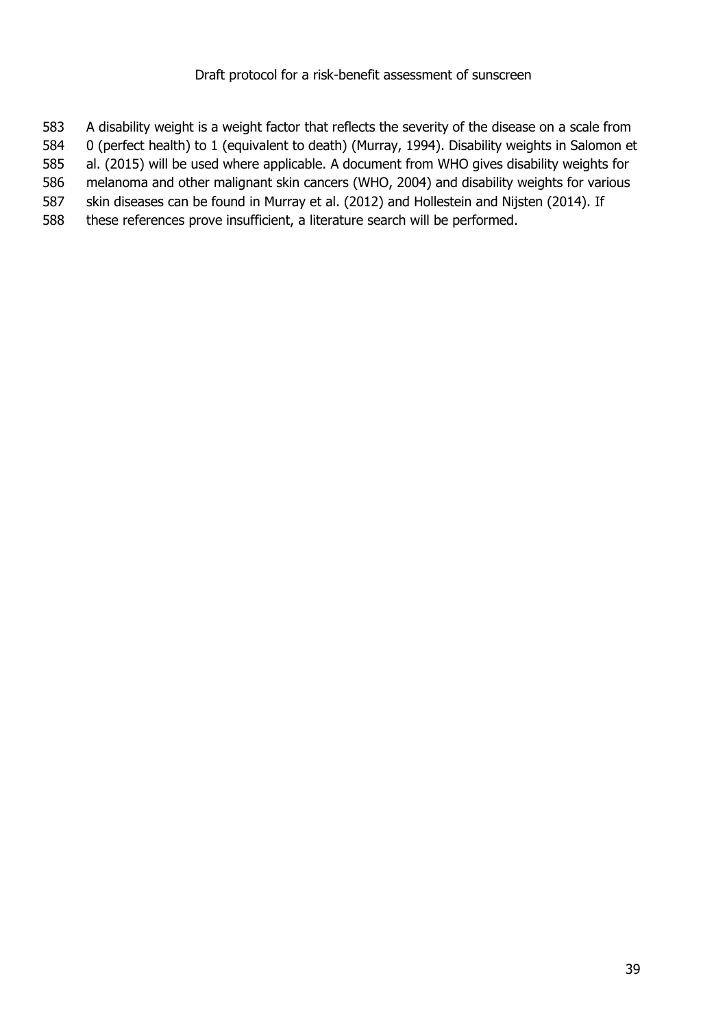A disability weight is a weight factor that reflects the severity of the disease on a scale from 0 (perfect health) to 1 (equivalent to death) (Murray, 1994). Disability weights in Salomon et al. (2015) will be used where applicable. A document from WHO gives disability weights for melanoma and other malignant skin cancers (WHO, 2004) and disability weights for various skin diseases can be found in Murray et al. (2012) and Hollestein and Nijsten (2014). If these references prove insufficient, a literature search will be performed.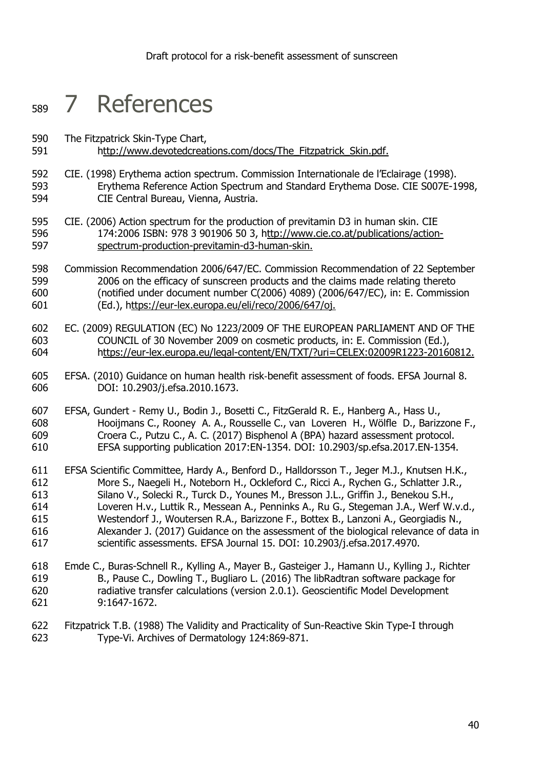# 7 References

The Fitzpatrick Skin-Type Chart, http://www.devotedcreations.com/docs/The_Fitzpatrick_Skin.pdf.

CIE. (1998) Erythema action spectrum. Commission Internationale de l'Eclairage (1998). Erythema Reference Action Spectrum and Standard Erythema Dose. CIE S007E-1998, CIE Central Bureau, Vienna, Austria.

CIE. (2006) Action spectrum for the production of previtamin D3 in human skin. CIE 174:2006 ISBN: 978 3 901906 50 3, http://www.cie.co.at/publications/action-spectrum-production-previtamin-d3-human-skin.

Commission Recommendation 2006/647/EC. Commission Recommendation of 22 September 2006 on the efficacy of sunscreen products and the claims made relating thereto (notified under document number C(2006) 4089) (2006/647/EC), in: E. Commission (Ed.), https://eur-lex.europa.eu/eli/reco/2006/647/oj.

EC. (2009) REGULATION (EC) No 1223/2009 OF THE EUROPEAN PARLIAMENT AND OF THE COUNCIL of 30 November 2009 on cosmetic products, in: E. Commission (Ed.), https://eur-lex.europa.eu/legal-content/EN/TXT/?uri=CELEX:02009R1223-20160812.

EFSA. (2010) Guidance on human health risk-benefit assessment of foods. EFSA Journal 8. DOI: 10.2903/j.efsa.2010.1673.

EFSA, Gundert - Remy U., Bodin J., Bosetti C., FitzGerald R. E., Hanberg A., Hass U., Hooijmans C., Rooney A. A., Rousselle C., van Loveren H., Wölfle D., Barizzone F., Croera C., Putzu C., A. C. (2017) Bisphenol A (BPA) hazard assessment protocol. EFSA supporting publication 2017:EN-1354. DOI: 10.2903/sp.efsa.2017.EN-1354.

EFSA Scientific Committee, Hardy A., Benford D., Halldorsson T., Jeger M.J., Knutsen H.K., More S., Naegeli H., Noteborn H., Ockleford C., Ricci A., Rychen G., Schlatter J.R., Silano V., Solecki R., Turck D., Younes M., Bresson J.L., Griffin J., Benekou S.H., Loveren H.v., Luttik R., Messean A., Penninks A., Ru G., Stegeman J.A., Werf W.v.d., Westendorf J., Woutersen R.A., Barizzone F., Bottex B., Lanzoni A., Georgiadis N., Alexander J. (2017) Guidance on the assessment of the biological relevance of data in scientific assessments. EFSA Journal 15. DOI: 10.2903/j.efsa.2017.4970.

Emde C., Buras-Schnell R., Kylling A., Mayer B., Gasteiger J., Hamann U., Kylling J., Richter B., Pause C., Dowling T., Bugliaro L. (2016) The libRadtran software package for radiative transfer calculations (version 2.0.1). Geoscientific Model Development 9:1647-1672.

Fitzpatrick T.B. (1988) The Validity and Practicality of Sun-Reactive Skin Type-I through Type-Vi. Archives of Dermatology 124:869-871.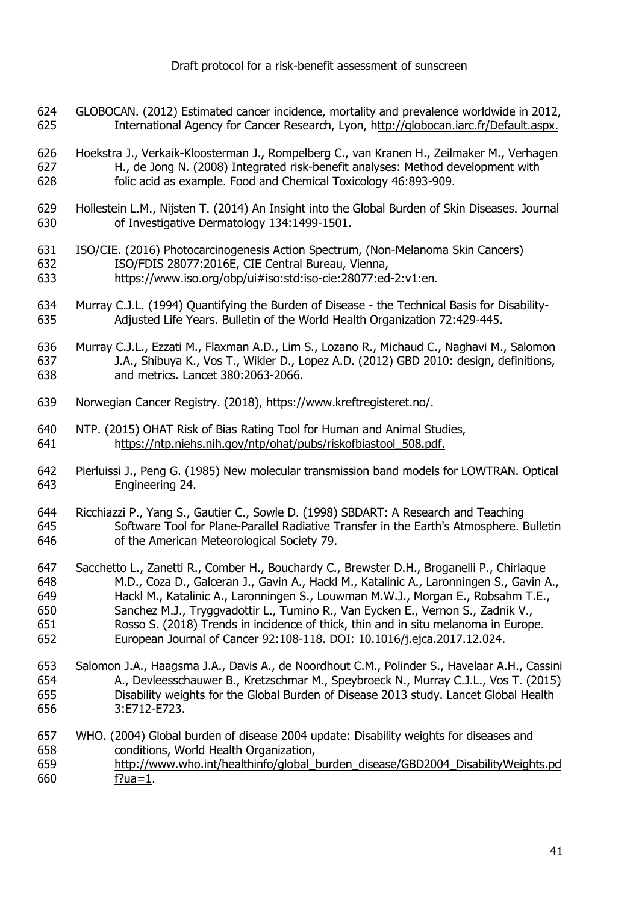GLOBOCAN. (2012) Estimated cancer incidence, mortality and prevalence worldwide in 2012, International Agency for Cancer Research, Lyon, http://globocan.iarc.fr/Default.aspx.

Hoekstra J., Verkaik-Kloosterman J., Rompelberg C., van Kranen H., Zeilmaker M., Verhagen H., de Jong N. (2008) Integrated risk-benefit analyses: Method development with folic acid as example. Food and Chemical Toxicology 46:893-909.

Hollestein L.M., Nijsten T. (2014) An Insight into the Global Burden of Skin Diseases. Journal of Investigative Dermatology 134:1499-1501.

ISO/CIE. (2016) Photocarcinogenesis Action Spectrum, (Non-Melanoma Skin Cancers) ISO/FDIS 28077:2016E, CIE Central Bureau, Vienna, https://www.iso.org/obp/ui#iso:std:iso-cie:28077:ed-2:v1:en.

Murray C.J.L. (1994) Quantifying the Burden of Disease - the Technical Basis for Disability-Adjusted Life Years. Bulletin of the World Health Organization 72:429-445.

Murray C.J.L., Ezzati M., Flaxman A.D., Lim S., Lozano R., Michaud C., Naghavi M., Salomon J.A., Shibuya K., Vos T., Wikler D., Lopez A.D. (2012) GBD 2010: design, definitions, and metrics. Lancet 380:2063-2066.

Norwegian Cancer Registry. (2018), https://www.kreftregisteret.no/.

NTP. (2015) OHAT Risk of Bias Rating Tool for Human and Animal Studies, https://ntp.niehs.nih.gov/ntp/ohat/pubs/riskofbiastool_508.pdf.

Pierluissi J., Peng G. (1985) New molecular transmission band models for LOWTRAN. Optical Engineering 24.

Ricchiazzi P., Yang S., Gautier C., Sowle D. (1998) SBDART: A Research and Teaching Software Tool for Plane-Parallel Radiative Transfer in the Earth's Atmosphere. Bulletin of the American Meteorological Society 79.

Sacchetto L., Zanetti R., Comber H., Bouchardy C., Brewster D.H., Broganelli P., Chirlaque M.D., Coza D., Galceran J., Gavin A., Hackl M., Katalinic A., Laronningen S., Gavin A., Hackl M., Katalinic A., Laronningen S., Louwman M.W.J., Morgan E., Robsahm T.E., Sanchez M.J., Tryggvadottir L., Tumino R., Van Eycken E., Vernon S., Zadnik V., Rosso S. (2018) Trends in incidence of thick, thin and in situ melanoma in Europe. European Journal of Cancer 92:108-118. DOI: 10.1016/j.ejca.2017.12.024.

Salomon J.A., Haagsma J.A., Davis A., de Noordhout C.M., Polinder S., Havelaar A.H., Cassini A., Devleesschauwer B., Kretzschmar M., Speybroeck N., Murray C.J.L., Vos T. (2015) Disability weights for the Global Burden of Disease 2013 study. Lancet Global Health 3:E712-E723.

WHO. (2004) Global burden of disease 2004 update: Disability weights for diseases and conditions, World Health Organization, http://www.who.int/healthinfo/global_burden_disease/GBD2004_DisabilityWeights.pdf?ua=1.